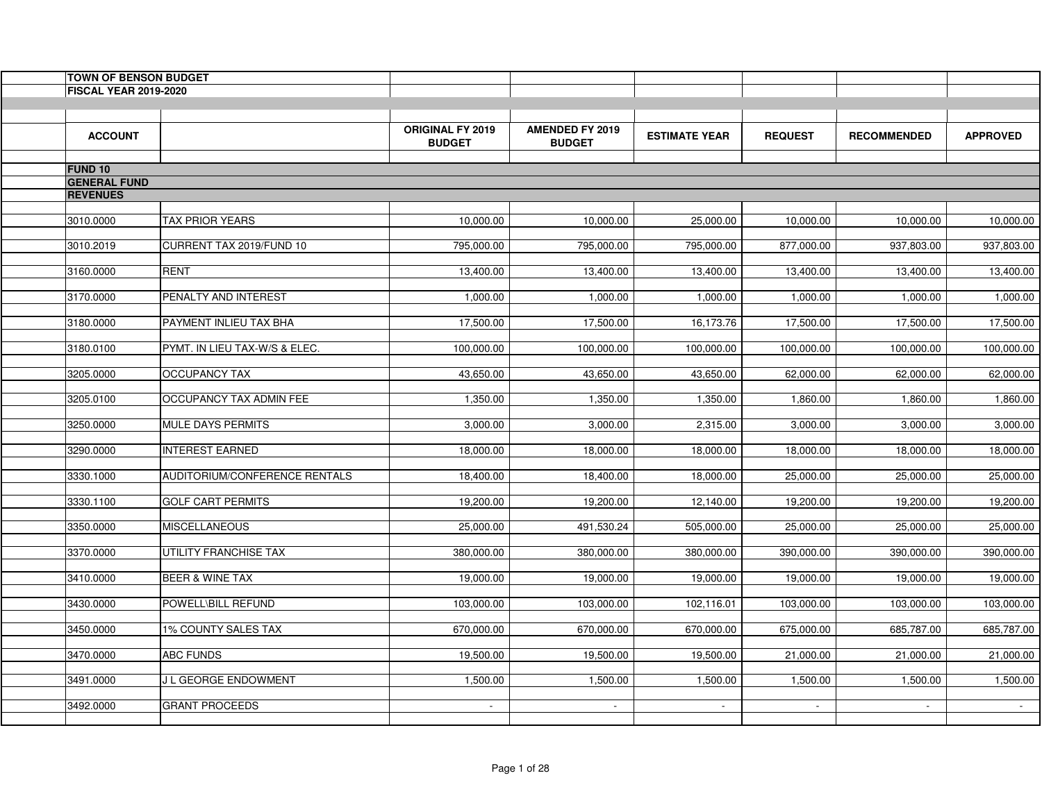## TOWN OF BENSON BUDGET

### FISCAL YEAR 2019-2020

| ACCOUNT | | ORIGINAL FY 2019 BUDGET | AMENDED FY 2019 BUDGET | ESTIMATE YEAR | REQUEST | RECOMMENDED | APPROVED |
|---|---|---|---|---|---|---|---|
| **FUND 10** | | | | | | | |
| **GENERAL FUND** | | | | | | | |
| **REVENUES** | | | | | | | |
| 3010.0000 | TAX PRIOR YEARS | 10,000.00 | 10,000.00 | 25,000.00 | 10,000.00 | 10,000.00 | 10,000.00 |
| 3010.2019 | CURRENT TAX 2019/FUND 10 | 795,000.00 | 795,000.00 | 795,000.00 | 877,000.00 | 937,803.00 | 937,803.00 |
| 3160.0000 | RENT | 13,400.00 | 13,400.00 | 13,400.00 | 13,400.00 | 13,400.00 | 13,400.00 |
| 3170.0000 | PENALTY AND INTEREST | 1,000.00 | 1,000.00 | 1,000.00 | 1,000.00 | 1,000.00 | 1,000.00 |
| 3180.0000 | PAYMENT INLIEU TAX BHA | 17,500.00 | 17,500.00 | 16,173.76 | 17,500.00 | 17,500.00 | 17,500.00 |
| 3180.0100 | PYMT. IN LIEU TAX-W/S & ELEC. | 100,000.00 | 100,000.00 | 100,000.00 | 100,000.00 | 100,000.00 | 100,000.00 |
| 3205.0000 | OCCUPANCY TAX | 43,650.00 | 43,650.00 | 43,650.00 | 62,000.00 | 62,000.00 | 62,000.00 |
| 3205.0100 | OCCUPANCY TAX ADMIN FEE | 1,350.00 | 1,350.00 | 1,350.00 | 1,860.00 | 1,860.00 | 1,860.00 |
| 3250.0000 | MULE DAYS PERMITS | 3,000.00 | 3,000.00 | 2,315.00 | 3,000.00 | 3,000.00 | 3,000.00 |
| 3290.0000 | INTEREST EARNED | 18,000.00 | 18,000.00 | 18,000.00 | 18,000.00 | 18,000.00 | 18,000.00 |
| 3330.1000 | AUDITORIUM/CONFERENCE RENTALS | 18,400.00 | 18,400.00 | 18,000.00 | 25,000.00 | 25,000.00 | 25,000.00 |
| 3330.1100 | GOLF CART PERMITS | 19,200.00 | 19,200.00 | 12,140.00 | 19,200.00 | 19,200.00 | 19,200.00 |
| 3350.0000 | MISCELLANEOUS | 25,000.00 | 491,530.24 | 505,000.00 | 25,000.00 | 25,000.00 | 25,000.00 |
| 3370.0000 | UTILITY FRANCHISE TAX | 380,000.00 | 380,000.00 | 380,000.00 | 390,000.00 | 390,000.00 | 390,000.00 |
| 3410.0000 | BEER & WINE TAX | 19,000.00 | 19,000.00 | 19,000.00 | 19,000.00 | 19,000.00 | 19,000.00 |
| 3430.0000 | POWELL\BILL REFUND | 103,000.00 | 103,000.00 | 102,116.01 | 103,000.00 | 103,000.00 | 103,000.00 |
| 3450.0000 | 1% COUNTY SALES TAX | 670,000.00 | 670,000.00 | 670,000.00 | 675,000.00 | 685,787.00 | 685,787.00 |
| 3470.0000 | ABC FUNDS | 19,500.00 | 19,500.00 | 19,500.00 | 21,000.00 | 21,000.00 | 21,000.00 |
| 3491.0000 | J L GEORGE ENDOWMENT | 1,500.00 | 1,500.00 | 1,500.00 | 1,500.00 | 1,500.00 | 1,500.00 |
| 3492.0000 | GRANT PROCEEDS | - | - | - | - | - | - |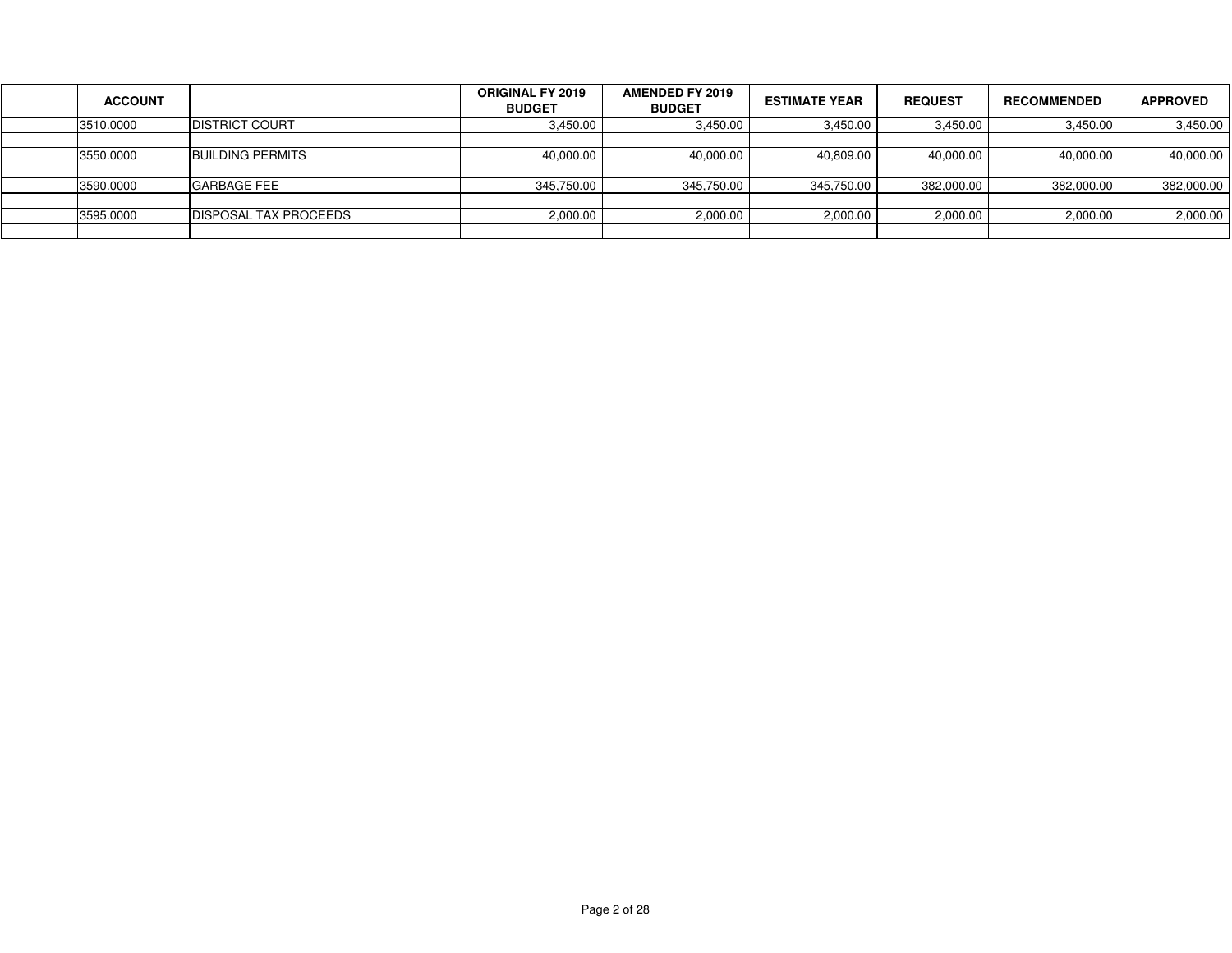| | ACCOUNT | | ORIGINAL FY 2019 BUDGET | AMENDED FY 2019 BUDGET | ESTIMATE YEAR | REQUEST | RECOMMENDED | APPROVED |
|---|---|---|---|---|---|---|---|---|
| | 3510.0000 | DISTRICT COURT | 3,450.00 | 3,450.00 | 3,450.00 | 3,450.00 | 3,450.00 | 3,450.00 |
| | | | | | | | | |
| | 3550.0000 | BUILDING PERMITS | 40,000.00 | 40,000.00 | 40,809.00 | 40,000.00 | 40,000.00 | 40,000.00 |
| | | | | | | | | |
| | 3590.0000 | GARBAGE FEE | 345,750.00 | 345,750.00 | 345,750.00 | 382,000.00 | 382,000.00 | 382,000.00 |
| | | | | | | | | |
| | 3595.0000 | DISPOSAL TAX PROCEEDS | 2,000.00 | 2,000.00 | 2,000.00 | 2,000.00 | 2,000.00 | 2,000.00 |
| | | | | | | | | |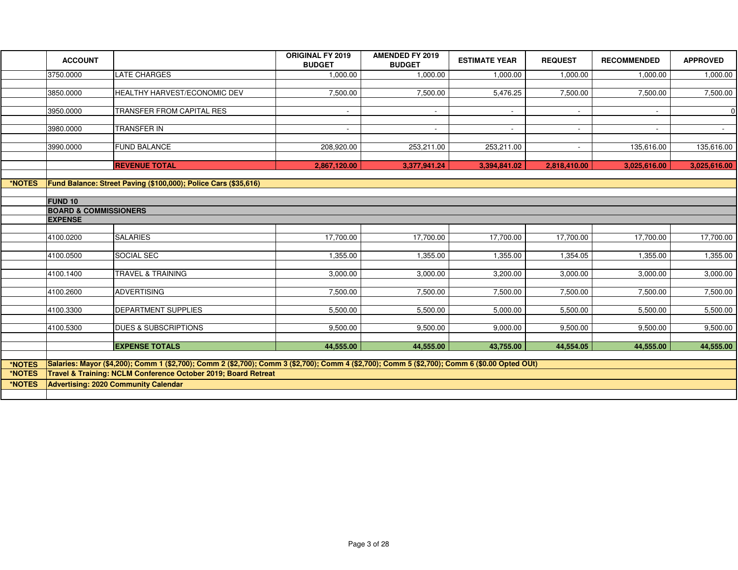| | ACCOUNT | | ORIGINAL FY 2019 BUDGET | AMENDED FY 2019 BUDGET | ESTIMATE YEAR | REQUEST | RECOMMENDED | APPROVED |
|---|---|---|---|---|---|---|---|---|
| | 3750.0000 | LATE CHARGES | 1,000.00 | 1,000.00 | 1,000.00 | 1,000.00 | 1,000.00 | 1,000.00 |
| | 3850.0000 | HEALTHY HARVEST/ECONOMIC DEV | 7,500.00 | 7,500.00 | 5,476.25 | 7,500.00 | 7,500.00 | 7,500.00 |
| | 3950.0000 | TRANSFER FROM CAPITAL RES | - | - | - | - | - | 0 |
| | 3980.0000 | TRANSFER IN | - | - | - | - | - | - |
| | 3990.0000 | FUND BALANCE | 208,920.00 | 253,211.00 | 253,211.00 | - | 135,616.00 | 135,616.00 |
| | | **REVENUE TOTAL** | **2,867,120.00** | **3,377,941.24** | **3,394,841.02** | **2,818,410.00** | **3,025,616.00** | **3,025,616.00** |
| ***NOTES** | **Fund Balance: Street Paving ($100,000); Police Cars ($35,616)** | | | | | | | |
| | **FUND 10** | | | | | | | |
| | **BOARD & COMMISSIONERS** | | | | | | | |
| | **EXPENSE** | | | | | | | |
| | 4100.0200 | SALARIES | 17,700.00 | 17,700.00 | 17,700.00 | 17,700.00 | 17,700.00 | 17,700.00 |
| | 4100.0500 | SOCIAL SEC | 1,355.00 | 1,355.00 | 1,355.00 | 1,354.05 | 1,355.00 | 1,355.00 |
| | 4100.1400 | TRAVEL & TRAINING | 3,000.00 | 3,000.00 | 3,200.00 | 3,000.00 | 3,000.00 | 3,000.00 |
| | 4100.2600 | ADVERTISING | 7,500.00 | 7,500.00 | 7,500.00 | 7,500.00 | 7,500.00 | 7,500.00 |
| | 4100.3300 | DEPARTMENT SUPPLIES | 5,500.00 | 5,500.00 | 5,000.00 | 5,500.00 | 5,500.00 | 5,500.00 |
| | 4100.5300 | DUES & SUBSCRIPTIONS | 9,500.00 | 9,500.00 | 9,000.00 | 9,500.00 | 9,500.00 | 9,500.00 |
| | | **EXPENSE TOTALS** | **44,555.00** | **44,555.00** | **43,755.00** | **44,554.05** | **44,555.00** | **44,555.00** |
| ***NOTES** | **Salaries: Mayor ($4,200); Comm 1 ($2,700); Comm 2 ($2,700); Comm 3 ($2,700); Comm 4 ($2,700); Comm 5 ($2,700); Comm 6 ($0.00 Opted OUt)** | | | | | | | |
| ***NOTES** | **Travel & Training: NCLM Conference October 2019; Board Retreat** | | | | | | | |
| ***NOTES** | **Advertising: 2020 Community Calendar** | | | | | | | |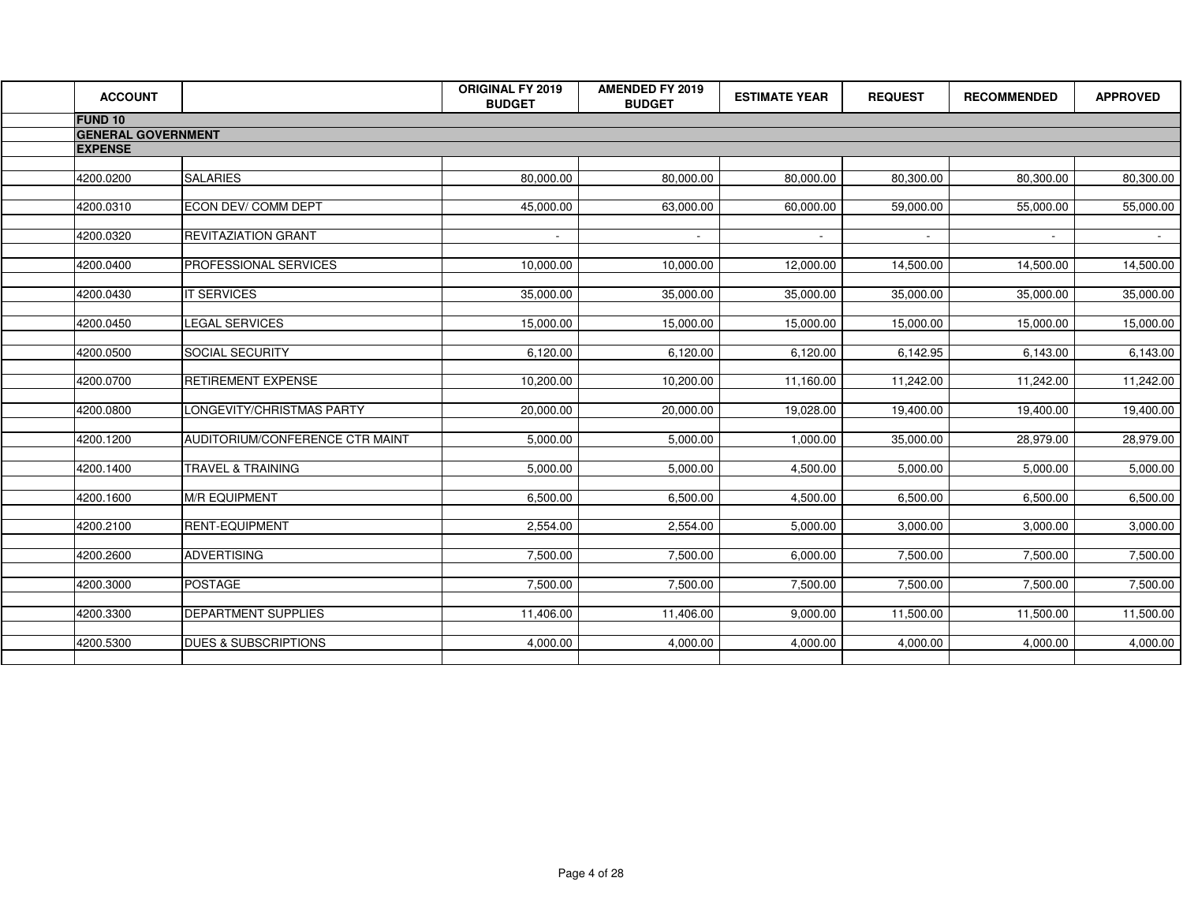| ACCOUNT | | ORIGINAL FY 2019 BUDGET | AMENDED FY 2019 BUDGET | ESTIMATE YEAR | REQUEST | RECOMMENDED | APPROVED |
|---|---|---|---|---|---|---|---|
| **FUND 10** | | | | | | | |
| **GENERAL GOVERNMENT** | | | | | | | |
| **EXPENSE** | | | | | | | |
| 4200.0200 | SALARIES | 80,000.00 | 80,000.00 | 80,000.00 | 80,300.00 | 80,300.00 | 80,300.00 |
| 4200.0310 | ECON DEV/ COMM DEPT | 45,000.00 | 63,000.00 | 60,000.00 | 59,000.00 | 55,000.00 | 55,000.00 |
| 4200.0320 | REVITAZIATION GRANT | - | - | - | - | - | - |
| 4200.0400 | PROFESSIONAL SERVICES | 10,000.00 | 10,000.00 | 12,000.00 | 14,500.00 | 14,500.00 | 14,500.00 |
| 4200.0430 | IT SERVICES | 35,000.00 | 35,000.00 | 35,000.00 | 35,000.00 | 35,000.00 | 35,000.00 |
| 4200.0450 | LEGAL SERVICES | 15,000.00 | 15,000.00 | 15,000.00 | 15,000.00 | 15,000.00 | 15,000.00 |
| 4200.0500 | SOCIAL SECURITY | 6,120.00 | 6,120.00 | 6,120.00 | 6,142.95 | 6,143.00 | 6,143.00 |
| 4200.0700 | RETIREMENT EXPENSE | 10,200.00 | 10,200.00 | 11,160.00 | 11,242.00 | 11,242.00 | 11,242.00 |
| 4200.0800 | LONGEVITY/CHRISTMAS PARTY | 20,000.00 | 20,000.00 | 19,028.00 | 19,400.00 | 19,400.00 | 19,400.00 |
| 4200.1200 | AUDITORIUM/CONFERENCE CTR MAINT | 5,000.00 | 5,000.00 | 1,000.00 | 35,000.00 | 28,979.00 | 28,979.00 |
| 4200.1400 | TRAVEL & TRAINING | 5,000.00 | 5,000.00 | 4,500.00 | 5,000.00 | 5,000.00 | 5,000.00 |
| 4200.1600 | M/R EQUIPMENT | 6,500.00 | 6,500.00 | 4,500.00 | 6,500.00 | 6,500.00 | 6,500.00 |
| 4200.2100 | RENT-EQUIPMENT | 2,554.00 | 2,554.00 | 5,000.00 | 3,000.00 | 3,000.00 | 3,000.00 |
| 4200.2600 | ADVERTISING | 7,500.00 | 7,500.00 | 6,000.00 | 7,500.00 | 7,500.00 | 7,500.00 |
| 4200.3000 | POSTAGE | 7,500.00 | 7,500.00 | 7,500.00 | 7,500.00 | 7,500.00 | 7,500.00 |
| 4200.3300 | DEPARTMENT SUPPLIES | 11,406.00 | 11,406.00 | 9,000.00 | 11,500.00 | 11,500.00 | 11,500.00 |
| 4200.5300 | DUES & SUBSCRIPTIONS | 4,000.00 | 4,000.00 | 4,000.00 | 4,000.00 | 4,000.00 | 4,000.00 |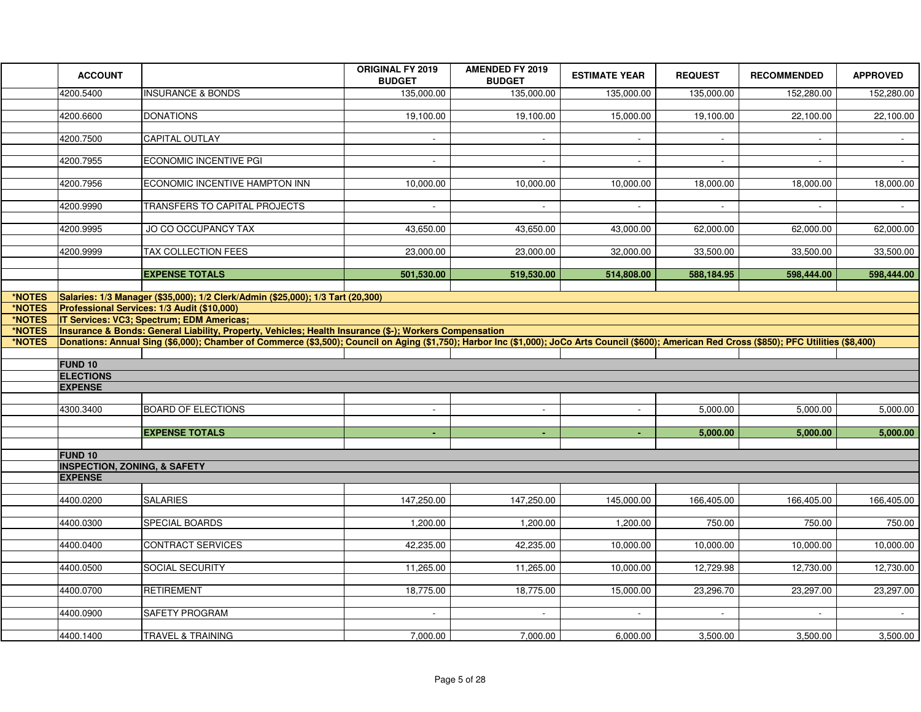| | ACCOUNT | | ORIGINAL FY 2019 BUDGET | AMENDED FY 2019 BUDGET | ESTIMATE YEAR | REQUEST | RECOMMENDED | APPROVED |
|---|---|---|---|---|---|---|---|---|
| | 4200.5400 | INSURANCE & BONDS | 135,000.00 | 135,000.00 | 135,000.00 | 135,000.00 | 152,280.00 | 152,280.00 |
| | 4200.6600 | DONATIONS | 19,100.00 | 19,100.00 | 15,000.00 | 19,100.00 | 22,100.00 | 22,100.00 |
| | 4200.7500 | CAPITAL OUTLAY | - | - | - | - | - | - |
| | 4200.7955 | ECONOMIC INCENTIVE PGI | - | - | - | - | - | - |
| | 4200.7956 | ECONOMIC INCENTIVE HAMPTON INN | 10,000.00 | 10,000.00 | 10,000.00 | 18,000.00 | 18,000.00 | 18,000.00 |
| | 4200.9990 | TRANSFERS TO CAPITAL PROJECTS | - | - | - | - | - | - |
| | 4200.9995 | JO CO OCCUPANCY TAX | 43,650.00 | 43,650.00 | 43,000.00 | 62,000.00 | 62,000.00 | 62,000.00 |
| | 4200.9999 | TAX COLLECTION FEES | 23,000.00 | 23,000.00 | 32,000.00 | 33,500.00 | 33,500.00 | 33,500.00 |
| | | **EXPENSE TOTALS** | **501,530.00** | **519,530.00** | **514,808.00** | **588,184.95** | **598,444.00** | **598,444.00** |
| ***NOTES** | **Salaries: 1/3 Manager ($35,000); 1/2 Clerk/Admin ($25,000); 1/3 Tart (20,300)** | | | | | | | |
| ***NOTES** | **Professional Services: 1/3 Audit ($10,000)** | | | | | | | |
| ***NOTES** | **IT Services: VC3; Spectrum; EDM Americas;** | | | | | | | |
| ***NOTES** | **Insurance & Bonds: General Liability, Property, Vehicles; Health Insurance ($-); Workers Compensation** | | | | | | | |
| ***NOTES** | **Donations: Annual Sing ($6,000); Chamber of Commerce ($3,500); Council on Aging ($1,750); Harbor Inc ($1,000); JoCo Arts Council ($600); American Red Cross ($850); PFC Utilities ($8,400)** | | | | | | | |
| | **FUND 10** | | | | | | | |
| | **ELECTIONS** | | | | | | | |
| | **EXPENSE** | | | | | | | |
| | 4300.3400 | BOARD OF ELECTIONS | - | - | - | 5,000.00 | 5,000.00 | 5,000.00 |
| | | **EXPENSE TOTALS** | **-** | **-** | **-** | **5,000.00** | **5,000.00** | **5,000.00** |
| | **FUND 10** | | | | | | | |
| | **INSPECTION, ZONING, & SAFETY** | | | | | | | |
| | **EXPENSE** | | | | | | | |
| | 4400.0200 | SALARIES | 147,250.00 | 147,250.00 | 145,000.00 | 166,405.00 | 166,405.00 | 166,405.00 |
| | 4400.0300 | SPECIAL BOARDS | 1,200.00 | 1,200.00 | 1,200.00 | 750.00 | 750.00 | 750.00 |
| | 4400.0400 | CONTRACT SERVICES | 42,235.00 | 42,235.00 | 10,000.00 | 10,000.00 | 10,000.00 | 10,000.00 |
| | 4400.0500 | SOCIAL SECURITY | 11,265.00 | 11,265.00 | 10,000.00 | 12,729.98 | 12,730.00 | 12,730.00 |
| | 4400.0700 | RETIREMENT | 18,775.00 | 18,775.00 | 15,000.00 | 23,296.70 | 23,297.00 | 23,297.00 |
| | 4400.0900 | SAFETY PROGRAM | - | - | - | - | - | - |
| | 4400.1400 | TRAVEL & TRAINING | 7,000.00 | 7,000.00 | 6,000.00 | 3,500.00 | 3,500.00 | 3,500.00 |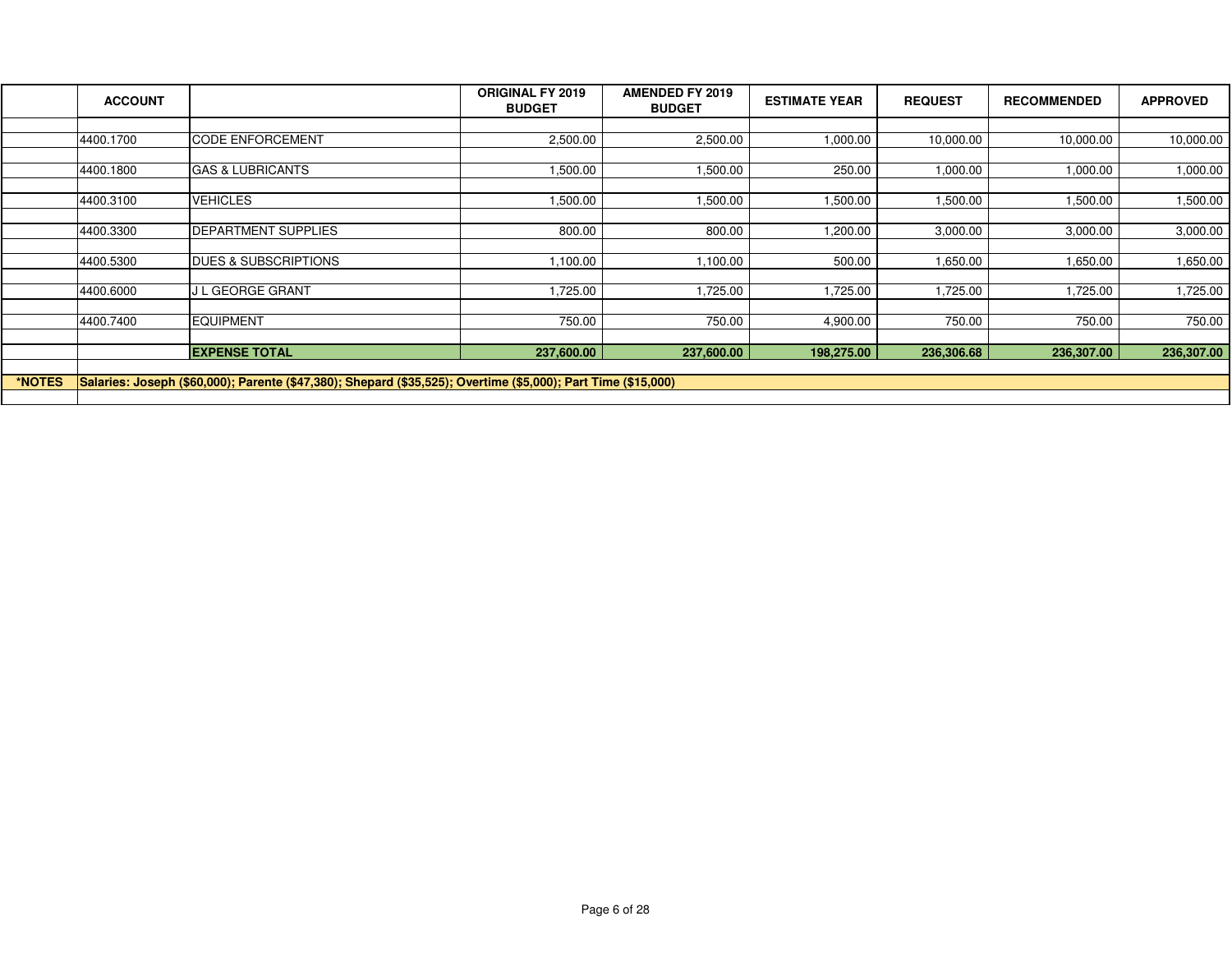| | ACCOUNT | | ORIGINAL FY 2019 BUDGET | AMENDED FY 2019 BUDGET | ESTIMATE YEAR | REQUEST | RECOMMENDED | APPROVED |
|---|---|---|---|---|---|---|---|---|
| | 4400.1700 | CODE ENFORCEMENT | 2,500.00 | 2,500.00 | 1,000.00 | 10,000.00 | 10,000.00 | 10,000.00 |
| | 4400.1800 | GAS & LUBRICANTS | 1,500.00 | 1,500.00 | 250.00 | 1,000.00 | 1,000.00 | 1,000.00 |
| | 4400.3100 | VEHICLES | 1,500.00 | 1,500.00 | 1,500.00 | 1,500.00 | 1,500.00 | 1,500.00 |
| | 4400.3300 | DEPARTMENT SUPPLIES | 800.00 | 800.00 | 1,200.00 | 3,000.00 | 3,000.00 | 3,000.00 |
| | 4400.5300 | DUES & SUBSCRIPTIONS | 1,100.00 | 1,100.00 | 500.00 | 1,650.00 | 1,650.00 | 1,650.00 |
| | 4400.6000 | J L GEORGE GRANT | 1,725.00 | 1,725.00 | 1,725.00 | 1,725.00 | 1,725.00 | 1,725.00 |
| | 4400.7400 | EQUIPMENT | 750.00 | 750.00 | 4,900.00 | 750.00 | 750.00 | 750.00 |
| | | **EXPENSE TOTAL** | **237,600.00** | **237,600.00** | **198,275.00** | **236,306.68** | **236,307.00** | **236,307.00** |
| ***NOTES** | **Salaries: Joseph ($60,000); Parente ($47,380); Shepard ($35,525); Overtime ($5,000); Part Time ($15,000)** | | | | | | | |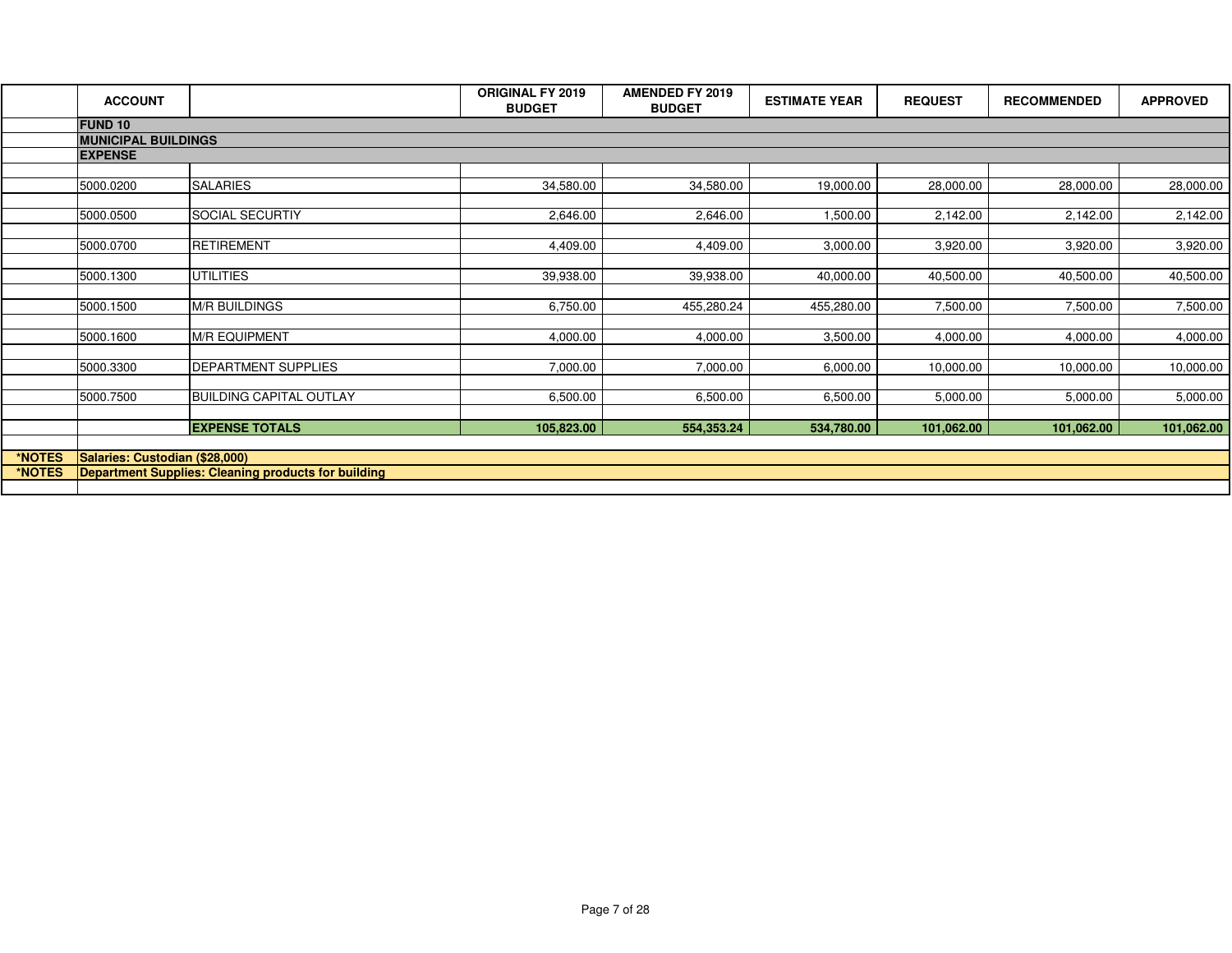| | ACCOUNT | | ORIGINAL FY 2019 BUDGET | AMENDED FY 2019 BUDGET | ESTIMATE YEAR | REQUEST | RECOMMENDED | APPROVED |
|---|---|---|---|---|---|---|---|---|
| | **FUND 10** | | | | | | | |
| | **MUNICIPAL BUILDINGS** | | | | | | | |
| | **EXPENSE** | | | | | | | |
| | 5000.0200 | SALARIES | 34,580.00 | 34,580.00 | 19,000.00 | 28,000.00 | 28,000.00 | 28,000.00 |
| | 5000.0500 | SOCIAL SECURTIY | 2,646.00 | 2,646.00 | 1,500.00 | 2,142.00 | 2,142.00 | 2,142.00 |
| | 5000.0700 | RETIREMENT | 4,409.00 | 4,409.00 | 3,000.00 | 3,920.00 | 3,920.00 | 3,920.00 |
| | 5000.1300 | UTILITIES | 39,938.00 | 39,938.00 | 40,000.00 | 40,500.00 | 40,500.00 | 40,500.00 |
| | 5000.1500 | M/R BUILDINGS | 6,750.00 | 455,280.24 | 455,280.00 | 7,500.00 | 7,500.00 | 7,500.00 |
| | 5000.1600 | M/R EQUIPMENT | 4,000.00 | 4,000.00 | 3,500.00 | 4,000.00 | 4,000.00 | 4,000.00 |
| | 5000.3300 | DEPARTMENT SUPPLIES | 7,000.00 | 7,000.00 | 6,000.00 | 10,000.00 | 10,000.00 | 10,000.00 |
| | 5000.7500 | BUILDING CAPITAL OUTLAY | 6,500.00 | 6,500.00 | 6,500.00 | 5,000.00 | 5,000.00 | 5,000.00 |
| | | **EXPENSE TOTALS** | **105,823.00** | **554,353.24** | **534,780.00** | **101,062.00** | **101,062.00** | **101,062.00** |
| ***NOTES** | **Salaries: Custodian ($28,000)** | | | | | | | |
| ***NOTES** | **Department Supplies: Cleaning products for building** | | | | | | | |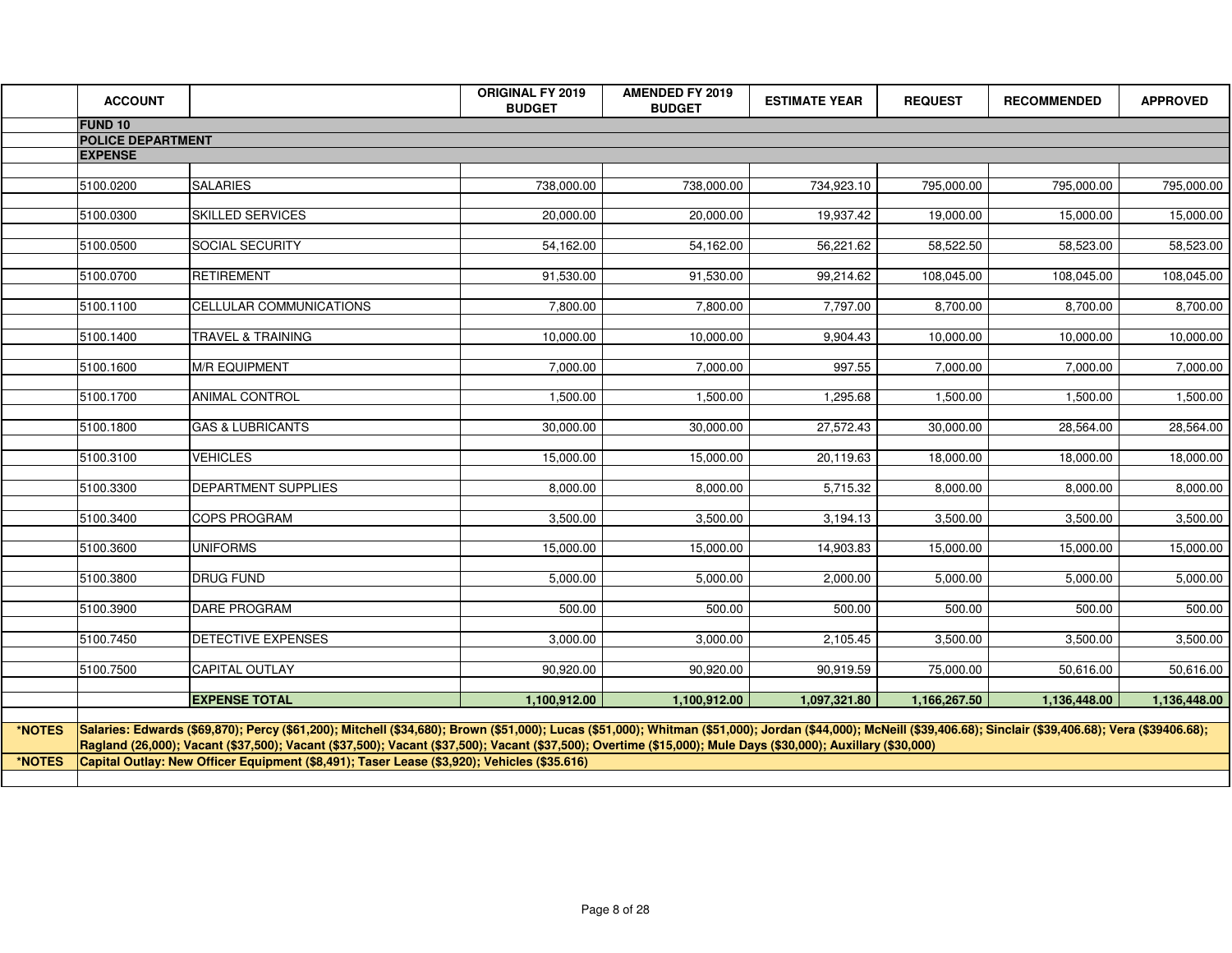| ACCOUNT | | ORIGINAL FY 2019 BUDGET | AMENDED FY 2019 BUDGET | ESTIMATE YEAR | REQUEST | RECOMMENDED | APPROVED |
|---|---|---|---|---|---|---|---|
| **FUND 10** | | | | | | | |
| **POLICE DEPARTMENT** | | | | | | | |
| **EXPENSE** | | | | | | | |
| 5100.0200 | SALARIES | 738,000.00 | 738,000.00 | 734,923.10 | 795,000.00 | 795,000.00 | 795,000.00 |
| 5100.0300 | SKILLED SERVICES | 20,000.00 | 20,000.00 | 19,937.42 | 19,000.00 | 15,000.00 | 15,000.00 |
| 5100.0500 | SOCIAL SECURITY | 54,162.00 | 54,162.00 | 56,221.62 | 58,522.50 | 58,523.00 | 58,523.00 |
| 5100.0700 | RETIREMENT | 91,530.00 | 91,530.00 | 99,214.62 | 108,045.00 | 108,045.00 | 108,045.00 |
| 5100.1100 | CELLULAR COMMUNICATIONS | 7,800.00 | 7,800.00 | 7,797.00 | 8,700.00 | 8,700.00 | 8,700.00 |
| 5100.1400 | TRAVEL & TRAINING | 10,000.00 | 10,000.00 | 9,904.43 | 10,000.00 | 10,000.00 | 10,000.00 |
| 5100.1600 | M/R EQUIPMENT | 7,000.00 | 7,000.00 | 997.55 | 7,000.00 | 7,000.00 | 7,000.00 |
| 5100.1700 | ANIMAL CONTROL | 1,500.00 | 1,500.00 | 1,295.68 | 1,500.00 | 1,500.00 | 1,500.00 |
| 5100.1800 | GAS & LUBRICANTS | 30,000.00 | 30,000.00 | 27,572.43 | 30,000.00 | 28,564.00 | 28,564.00 |
| 5100.3100 | VEHICLES | 15,000.00 | 15,000.00 | 20,119.63 | 18,000.00 | 18,000.00 | 18,000.00 |
| 5100.3300 | DEPARTMENT SUPPLIES | 8,000.00 | 8,000.00 | 5,715.32 | 8,000.00 | 8,000.00 | 8,000.00 |
| 5100.3400 | COPS PROGRAM | 3,500.00 | 3,500.00 | 3,194.13 | 3,500.00 | 3,500.00 | 3,500.00 |
| 5100.3600 | UNIFORMS | 15,000.00 | 15,000.00 | 14,903.83 | 15,000.00 | 15,000.00 | 15,000.00 |
| 5100.3800 | DRUG FUND | 5,000.00 | 5,000.00 | 2,000.00 | 5,000.00 | 5,000.00 | 5,000.00 |
| 5100.3900 | DARE PROGRAM | 500.00 | 500.00 | 500.00 | 500.00 | 500.00 | 500.00 |
| 5100.7450 | DETECTIVE EXPENSES | 3,000.00 | 3,000.00 | 2,105.45 | 3,500.00 | 3,500.00 | 3,500.00 |
| 5100.7500 | CAPITAL OUTLAY | 90,920.00 | 90,920.00 | 90,919.59 | 75,000.00 | 50,616.00 | 50,616.00 |
| | **EXPENSE TOTAL** | **1,100,912.00** | **1,100,912.00** | **1,097,321.80** | **1,166,267.50** | **1,136,448.00** | **1,136,448.00** |

**\*NOTES** **Salaries: Edwards ($69,870); Percy ($61,200); Mitchell ($34,680); Brown ($51,000); Lucas ($51,000); Whitman ($51,000); Jordan ($44,000); McNeill ($39,406.68); Sinclair ($39,406.68); Vera ($39406.68); Ragland (26,000); Vacant ($37,500); Vacant ($37,500); Vacant ($37,500); Vacant ($37,500); Overtime ($15,000); Mule Days ($30,000); Auxillary ($30,000)**

**\*NOTES** **Capital Outlay: New Officer Equipment ($8,491); Taser Lease ($3,920); Vehicles ($35.616)**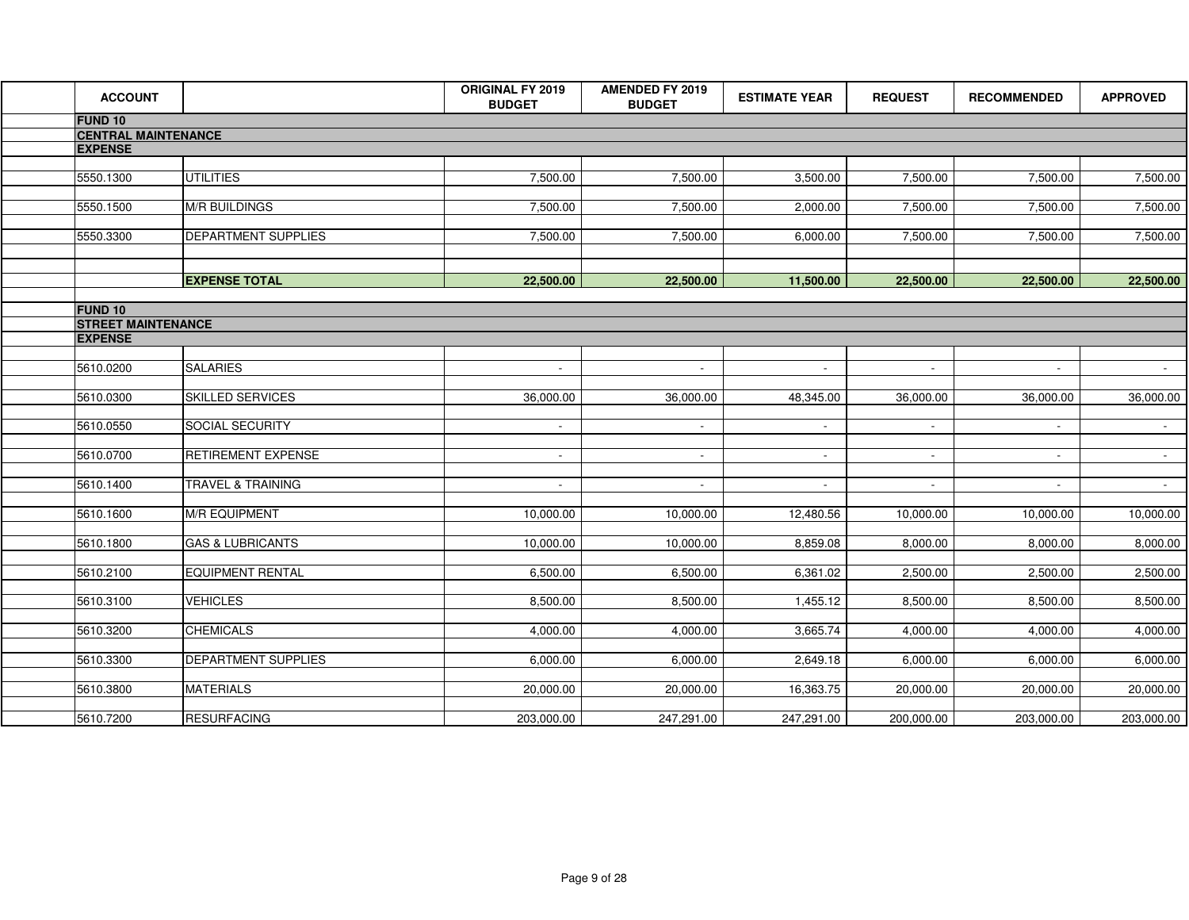| ACCOUNT | | ORIGINAL FY 2019 BUDGET | AMENDED FY 2019 BUDGET | ESTIMATE YEAR | REQUEST | RECOMMENDED | APPROVED |
|---|---|---|---|---|---|---|---|
| **FUND 10** | | | | | | | |
| **CENTRAL MAINTENANCE** | | | | | | | |
| **EXPENSE** | | | | | | | |
| 5550.1300 | UTILITIES | 7,500.00 | 7,500.00 | 3,500.00 | 7,500.00 | 7,500.00 | 7,500.00 |
| 5550.1500 | M/R BUILDINGS | 7,500.00 | 7,500.00 | 2,000.00 | 7,500.00 | 7,500.00 | 7,500.00 |
| 5550.3300 | DEPARTMENT SUPPLIES | 7,500.00 | 7,500.00 | 6,000.00 | 7,500.00 | 7,500.00 | 7,500.00 |
| | **EXPENSE TOTAL** | **22,500.00** | **22,500.00** | **11,500.00** | **22,500.00** | **22,500.00** | **22,500.00** |
| **FUND 10** | | | | | | | |
| **STREET MAINTENANCE** | | | | | | | |
| **EXPENSE** | | | | | | | |
| 5610.0200 | SALARIES | - | - | - | - | - | - |
| 5610.0300 | SKILLED SERVICES | 36,000.00 | 36,000.00 | 48,345.00 | 36,000.00 | 36,000.00 | 36,000.00 |
| 5610.0550 | SOCIAL SECURITY | - | - | - | - | - | - |
| 5610.0700 | RETIREMENT EXPENSE | - | - | - | - | - | - |
| 5610.1400 | TRAVEL & TRAINING | - | - | - | - | - | - |
| 5610.1600 | M/R EQUIPMENT | 10,000.00 | 10,000.00 | 12,480.56 | 10,000.00 | 10,000.00 | 10,000.00 |
| 5610.1800 | GAS & LUBRICANTS | 10,000.00 | 10,000.00 | 8,859.08 | 8,000.00 | 8,000.00 | 8,000.00 |
| 5610.2100 | EQUIPMENT RENTAL | 6,500.00 | 6,500.00 | 6,361.02 | 2,500.00 | 2,500.00 | 2,500.00 |
| 5610.3100 | VEHICLES | 8,500.00 | 8,500.00 | 1,455.12 | 8,500.00 | 8,500.00 | 8,500.00 |
| 5610.3200 | CHEMICALS | 4,000.00 | 4,000.00 | 3,665.74 | 4,000.00 | 4,000.00 | 4,000.00 |
| 5610.3300 | DEPARTMENT SUPPLIES | 6,000.00 | 6,000.00 | 2,649.18 | 6,000.00 | 6,000.00 | 6,000.00 |
| 5610.3800 | MATERIALS | 20,000.00 | 20,000.00 | 16,363.75 | 20,000.00 | 20,000.00 | 20,000.00 |
| 5610.7200 | RESURFACING | 203,000.00 | 247,291.00 | 247,291.00 | 200,000.00 | 203,000.00 | 203,000.00 |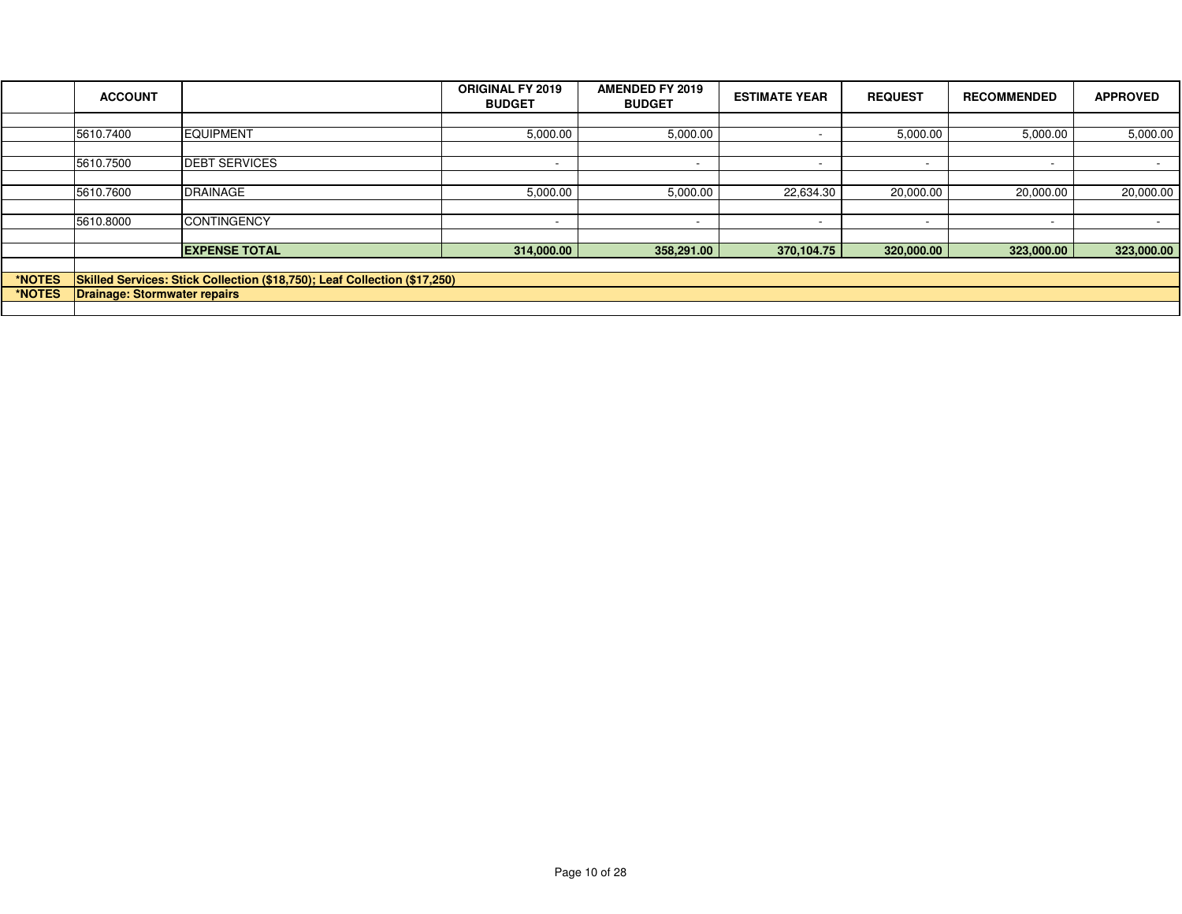| | ACCOUNT | | ORIGINAL FY 2019 BUDGET | AMENDED FY 2019 BUDGET | ESTIMATE YEAR | REQUEST | RECOMMENDED | APPROVED |
|---|---|---|---|---|---|---|---|---|
| | 5610.7400 | EQUIPMENT | 5,000.00 | 5,000.00 | - | 5,000.00 | 5,000.00 | 5,000.00 |
| | 5610.7500 | DEBT SERVICES | - | - | - | - | - | - |
| | 5610.7600 | DRAINAGE | 5,000.00 | 5,000.00 | 22,634.30 | 20,000.00 | 20,000.00 | 20,000.00 |
| | 5610.8000 | CONTINGENCY | - | - | - | - | - | - |
| | | **EXPENSE TOTAL** | **314,000.00** | **358,291.00** | **370,104.75** | **320,000.00** | **323,000.00** | **323,000.00** |
| ***NOTES** | **Skilled Services: Stick Collection ($18,750); Leaf Collection ($17,250)** | | | | | | | |
| ***NOTES** | **Drainage: Stormwater repairs** | | | | | | | |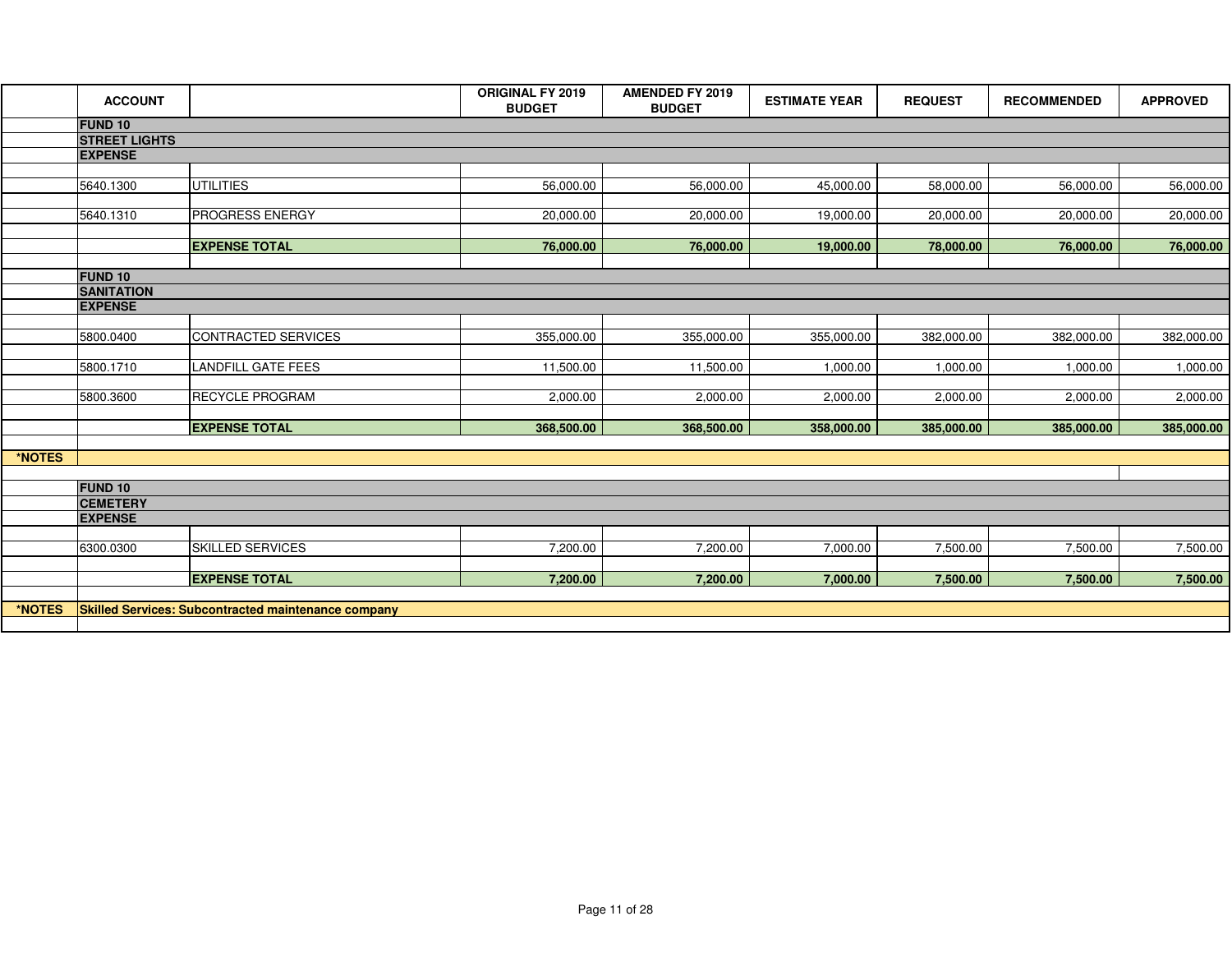| | ACCOUNT | | ORIGINAL FY 2019 BUDGET | AMENDED FY 2019 BUDGET | ESTIMATE YEAR | REQUEST | RECOMMENDED | APPROVED |
|---|---|---|---|---|---|---|---|---|
| | **FUND 10** | | | | | | | |
| | **STREET LIGHTS** | | | | | | | |
| | **EXPENSE** | | | | | | | |
| | 5640.1300 | UTILITIES | 56,000.00 | 56,000.00 | 45,000.00 | 58,000.00 | 56,000.00 | 56,000.00 |
| | 5640.1310 | PROGRESS ENERGY | 20,000.00 | 20,000.00 | 19,000.00 | 20,000.00 | 20,000.00 | 20,000.00 |
| | | **EXPENSE TOTAL** | **76,000.00** | **76,000.00** | **19,000.00** | **78,000.00** | **76,000.00** | **76,000.00** |
| | **FUND 10** | | | | | | | |
| | **SANITATION** | | | | | | | |
| | **EXPENSE** | | | | | | | |
| | 5800.0400 | CONTRACTED SERVICES | 355,000.00 | 355,000.00 | 355,000.00 | 382,000.00 | 382,000.00 | 382,000.00 |
| | 5800.1710 | LANDFILL GATE FEES | 11,500.00 | 11,500.00 | 1,000.00 | 1,000.00 | 1,000.00 | 1,000.00 |
| | 5800.3600 | RECYCLE PROGRAM | 2,000.00 | 2,000.00 | 2,000.00 | 2,000.00 | 2,000.00 | 2,000.00 |
| | | **EXPENSE TOTAL** | **368,500.00** | **368,500.00** | **358,000.00** | **385,000.00** | **385,000.00** | **385,000.00** |
| ***NOTES** | | | | | | | | |
| | **FUND 10** | | | | | | | |
| | **CEMETERY** | | | | | | | |
| | **EXPENSE** | | | | | | | |
| | 6300.0300 | SKILLED SERVICES | 7,200.00 | 7,200.00 | 7,000.00 | 7,500.00 | 7,500.00 | 7,500.00 |
| | | **EXPENSE TOTAL** | **7,200.00** | **7,200.00** | **7,000.00** | **7,500.00** | **7,500.00** | **7,500.00** |
| ***NOTES** | **Skilled Services: Subcontracted maintenance company** | | | | | | | |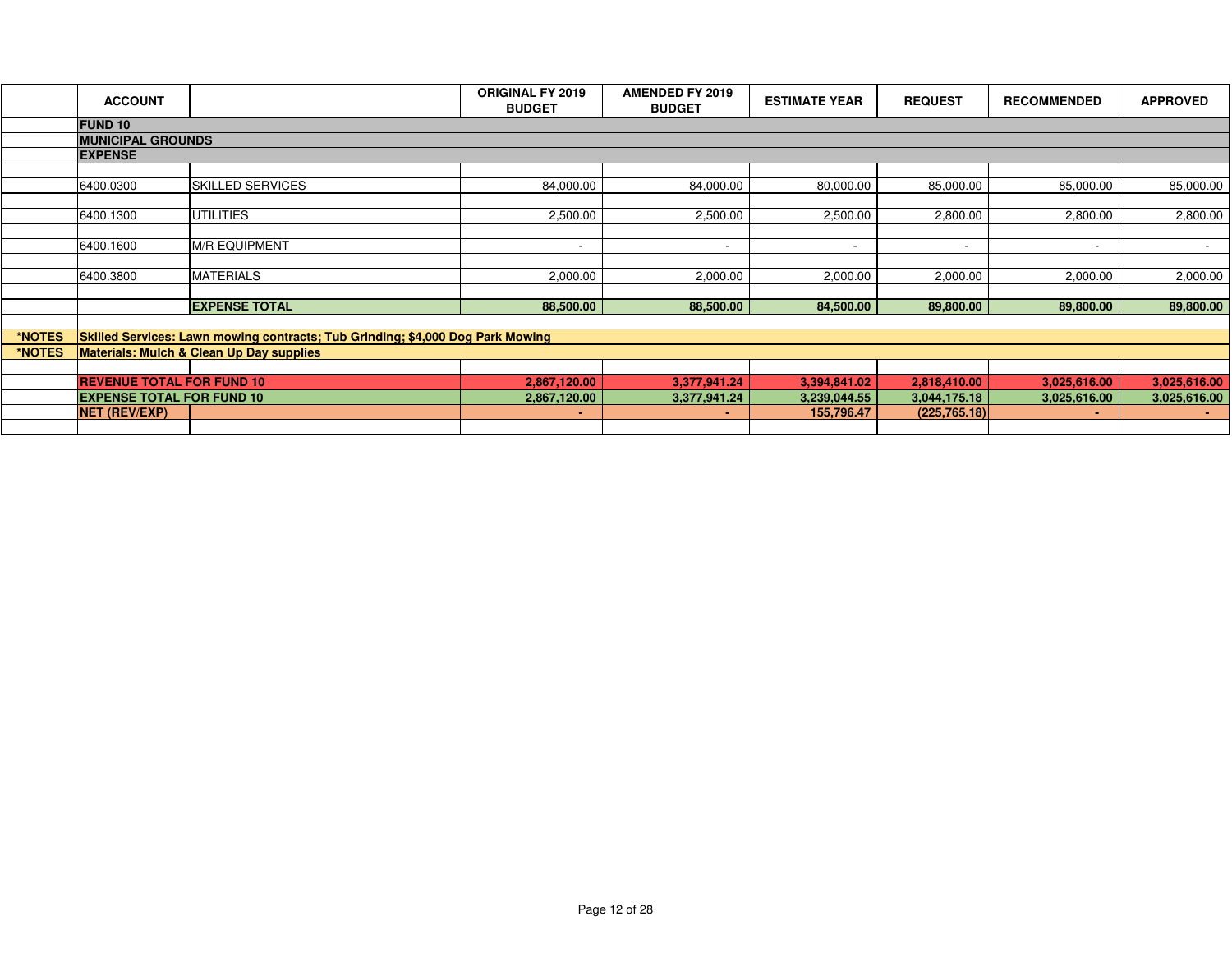| | ACCOUNT | | ORIGINAL FY 2019 BUDGET | AMENDED FY 2019 BUDGET | ESTIMATE YEAR | REQUEST | RECOMMENDED | APPROVED |
|---|---|---|---|---|---|---|---|---|
| | **FUND 10** | | | | | | | |
| | **MUNICIPAL GROUNDS** | | | | | | | |
| | **EXPENSE** | | | | | | | |
| | 6400.0300 | SKILLED SERVICES | 84,000.00 | 84,000.00 | 80,000.00 | 85,000.00 | 85,000.00 | 85,000.00 |
| | 6400.1300 | UTILITIES | 2,500.00 | 2,500.00 | 2,500.00 | 2,800.00 | 2,800.00 | 2,800.00 |
| | 6400.1600 | M/R EQUIPMENT | - | - | - | - | - | - |
| | 6400.3800 | MATERIALS | 2,000.00 | 2,000.00 | 2,000.00 | 2,000.00 | 2,000.00 | 2,000.00 |
| | | **EXPENSE TOTAL** | **88,500.00** | **88,500.00** | **84,500.00** | **89,800.00** | **89,800.00** | **89,800.00** |
| ***NOTES** | **Skilled Services: Lawn mowing contracts; Tub Grinding; $4,000 Dog Park Mowing** | | | | | | | |
| ***NOTES** | **Materials: Mulch & Clean Up Day supplies** | | | | | | | |
| | **REVENUE TOTAL FOR FUND 10** | | **2,867,120.00** | **3,377,941.24** | **3,394,841.02** | **2,818,410.00** | **3,025,616.00** | **3,025,616.00** |
| | **EXPENSE TOTAL FOR FUND 10** | | **2,867,120.00** | **3,377,941.24** | **3,239,044.55** | **3,044,175.18** | **3,025,616.00** | **3,025,616.00** |
| | **NET (REV/EXP)** | | **-** | **-** | **155,796.47** | **(225,765.18)** | **-** | **-** |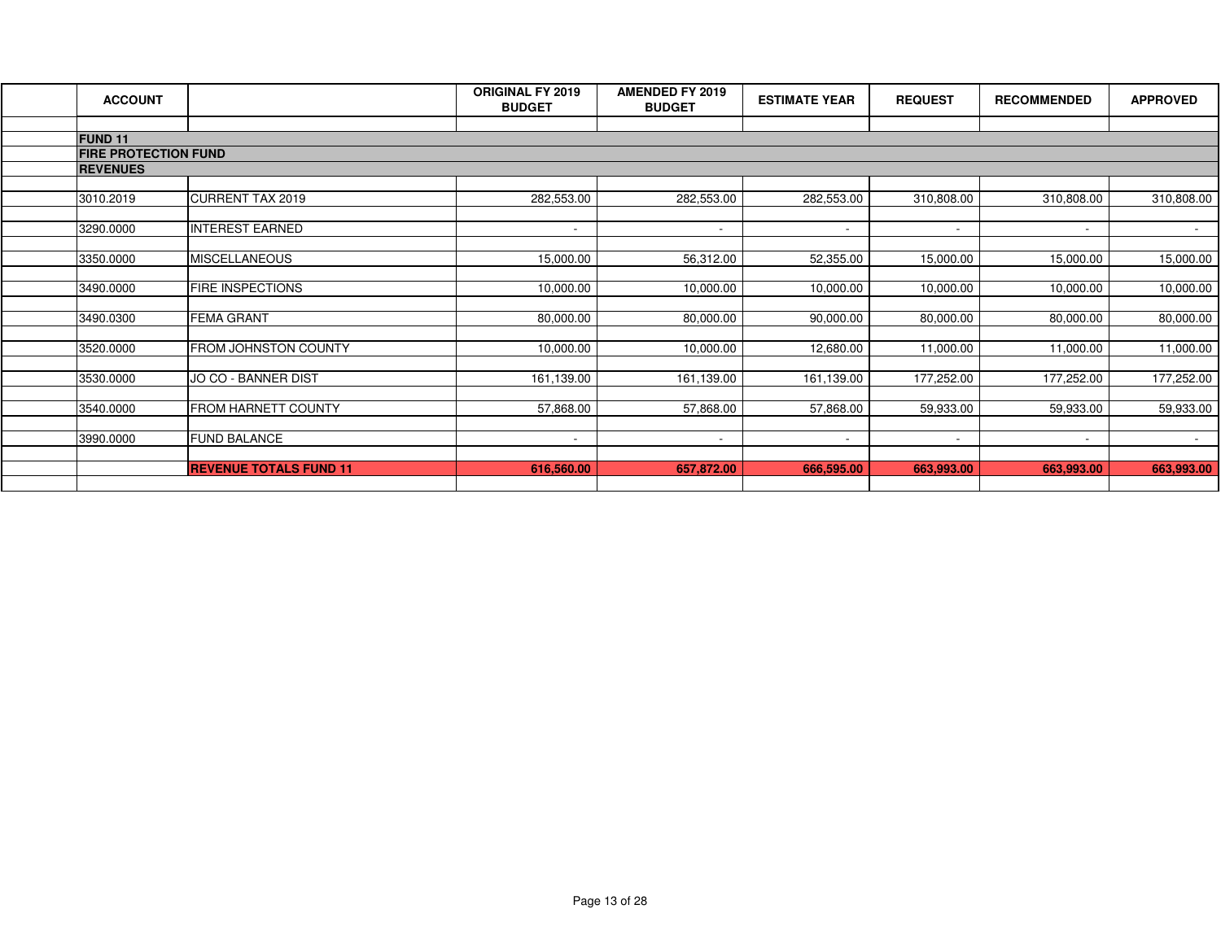| ACCOUNT | | ORIGINAL FY 2019 BUDGET | AMENDED FY 2019 BUDGET | ESTIMATE YEAR | REQUEST | RECOMMENDED | APPROVED |
|---|---|---|---|---|---|---|---|
| **FUND 11** | | | | | | | |
| **FIRE PROTECTION FUND** | | | | | | | |
| **REVENUES** | | | | | | | |
| 3010.2019 | CURRENT TAX 2019 | 282,553.00 | 282,553.00 | 282,553.00 | 310,808.00 | 310,808.00 | 310,808.00 |
| 3290.0000 | INTEREST EARNED | - | - | - | - | - | - |
| 3350.0000 | MISCELLANEOUS | 15,000.00 | 56,312.00 | 52,355.00 | 15,000.00 | 15,000.00 | 15,000.00 |
| 3490.0000 | FIRE INSPECTIONS | 10,000.00 | 10,000.00 | 10,000.00 | 10,000.00 | 10,000.00 | 10,000.00 |
| 3490.0300 | FEMA GRANT | 80,000.00 | 80,000.00 | 90,000.00 | 80,000.00 | 80,000.00 | 80,000.00 |
| 3520.0000 | FROM JOHNSTON COUNTY | 10,000.00 | 10,000.00 | 12,680.00 | 11,000.00 | 11,000.00 | 11,000.00 |
| 3530.0000 | JO CO - BANNER DIST | 161,139.00 | 161,139.00 | 161,139.00 | 177,252.00 | 177,252.00 | 177,252.00 |
| 3540.0000 | FROM HARNETT COUNTY | 57,868.00 | 57,868.00 | 57,868.00 | 59,933.00 | 59,933.00 | 59,933.00 |
| 3990.0000 | FUND BALANCE | - | - | - | - | - | - |
| | **REVENUE TOTALS FUND 11** | **616,560.00** | **657,872.00** | **666,595.00** | **663,993.00** | **663,993.00** | **663,993.00** |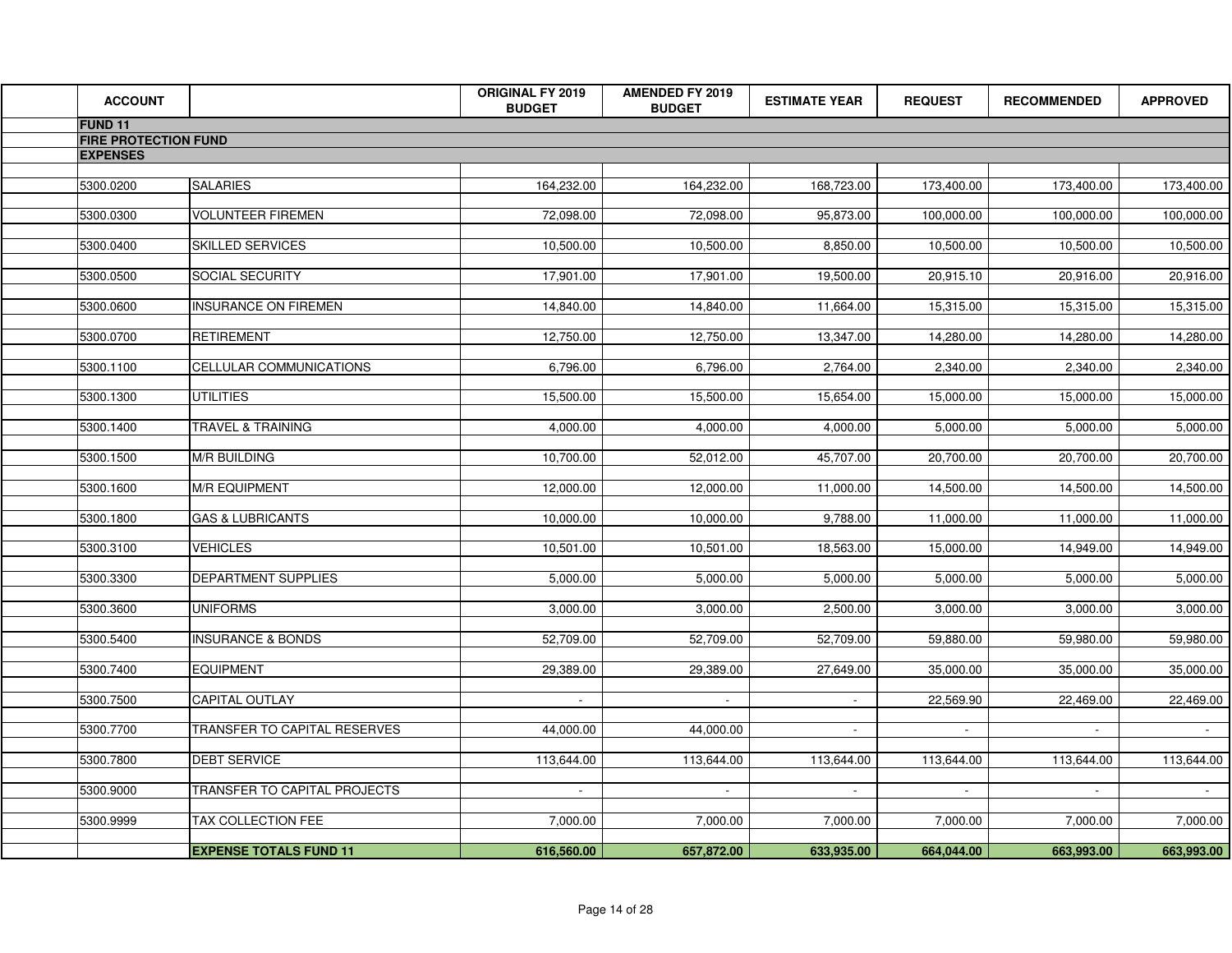| ACCOUNT | | ORIGINAL FY 2019 BUDGET | AMENDED FY 2019 BUDGET | ESTIMATE YEAR | REQUEST | RECOMMENDED | APPROVED |
|---|---|---|---|---|---|---|---|
| **FUND 11** | | | | | | | |
| **FIRE PROTECTION FUND** | | | | | | | |
| **EXPENSES** | | | | | | | |
| 5300.0200 | SALARIES | 164,232.00 | 164,232.00 | 168,723.00 | 173,400.00 | 173,400.00 | 173,400.00 |
| 5300.0300 | VOLUNTEER FIREMEN | 72,098.00 | 72,098.00 | 95,873.00 | 100,000.00 | 100,000.00 | 100,000.00 |
| 5300.0400 | SKILLED SERVICES | 10,500.00 | 10,500.00 | 8,850.00 | 10,500.00 | 10,500.00 | 10,500.00 |
| 5300.0500 | SOCIAL SECURITY | 17,901.00 | 17,901.00 | 19,500.00 | 20,915.10 | 20,916.00 | 20,916.00 |
| 5300.0600 | INSURANCE ON FIREMEN | 14,840.00 | 14,840.00 | 11,664.00 | 15,315.00 | 15,315.00 | 15,315.00 |
| 5300.0700 | RETIREMENT | 12,750.00 | 12,750.00 | 13,347.00 | 14,280.00 | 14,280.00 | 14,280.00 |
| 5300.1100 | CELLULAR COMMUNICATIONS | 6,796.00 | 6,796.00 | 2,764.00 | 2,340.00 | 2,340.00 | 2,340.00 |
| 5300.1300 | UTILITIES | 15,500.00 | 15,500.00 | 15,654.00 | 15,000.00 | 15,000.00 | 15,000.00 |
| 5300.1400 | TRAVEL & TRAINING | 4,000.00 | 4,000.00 | 4,000.00 | 5,000.00 | 5,000.00 | 5,000.00 |
| 5300.1500 | M/R BUILDING | 10,700.00 | 52,012.00 | 45,707.00 | 20,700.00 | 20,700.00 | 20,700.00 |
| 5300.1600 | M/R EQUIPMENT | 12,000.00 | 12,000.00 | 11,000.00 | 14,500.00 | 14,500.00 | 14,500.00 |
| 5300.1800 | GAS & LUBRICANTS | 10,000.00 | 10,000.00 | 9,788.00 | 11,000.00 | 11,000.00 | 11,000.00 |
| 5300.3100 | VEHICLES | 10,501.00 | 10,501.00 | 18,563.00 | 15,000.00 | 14,949.00 | 14,949.00 |
| 5300.3300 | DEPARTMENT SUPPLIES | 5,000.00 | 5,000.00 | 5,000.00 | 5,000.00 | 5,000.00 | 5,000.00 |
| 5300.3600 | UNIFORMS | 3,000.00 | 3,000.00 | 2,500.00 | 3,000.00 | 3,000.00 | 3,000.00 |
| 5300.5400 | INSURANCE & BONDS | 52,709.00 | 52,709.00 | 52,709.00 | 59,880.00 | 59,980.00 | 59,980.00 |
| 5300.7400 | EQUIPMENT | 29,389.00 | 29,389.00 | 27,649.00 | 35,000.00 | 35,000.00 | 35,000.00 |
| 5300.7500 | CAPITAL OUTLAY | - | - | - | 22,569.90 | 22,469.00 | 22,469.00 |
| 5300.7700 | TRANSFER TO CAPITAL RESERVES | 44,000.00 | 44,000.00 | - | - | - | - |
| 5300.7800 | DEBT SERVICE | 113,644.00 | 113,644.00 | 113,644.00 | 113,644.00 | 113,644.00 | 113,644.00 |
| 5300.9000 | TRANSFER TO CAPITAL PROJECTS | - | - | - | - | - | - |
| 5300.9999 | TAX COLLECTION FEE | 7,000.00 | 7,000.00 | 7,000.00 | 7,000.00 | 7,000.00 | 7,000.00 |
| | **EXPENSE TOTALS FUND 11** | **616,560.00** | **657,872.00** | **633,935.00** | **664,044.00** | **663,993.00** | **663,993.00** |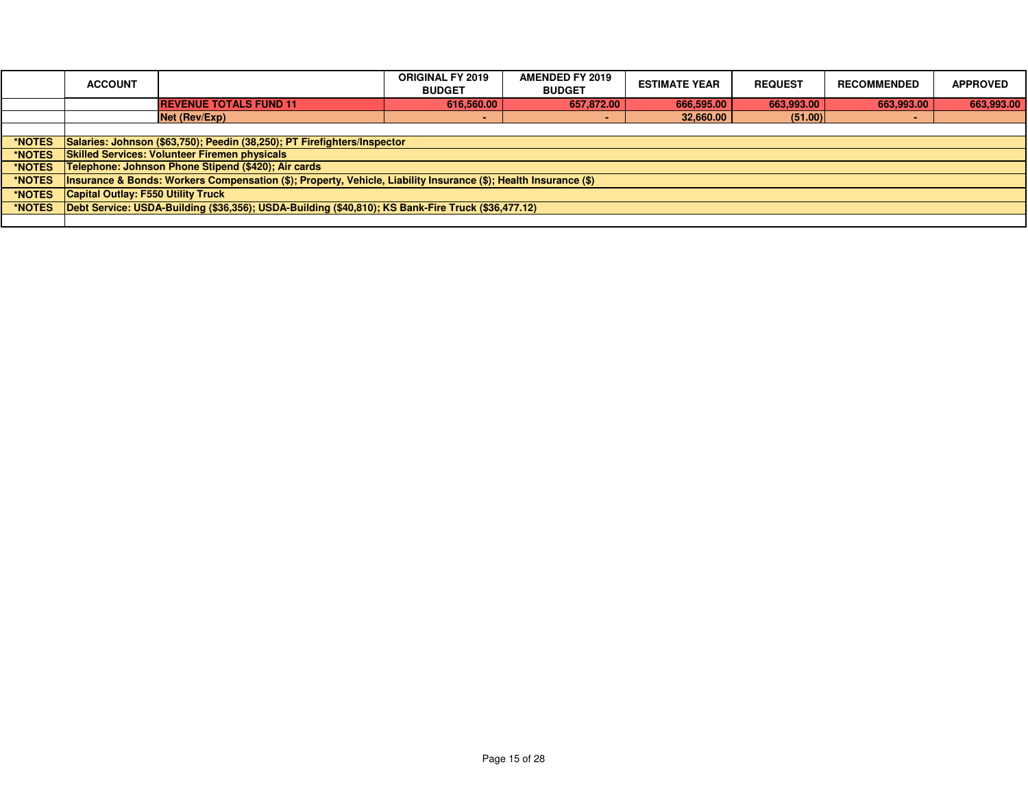| | ACCOUNT | | ORIGINAL FY 2019 BUDGET | AMENDED FY 2019 BUDGET | ESTIMATE YEAR | REQUEST | RECOMMENDED | APPROVED |
|---|---|---|---|---|---|---|---|---|
| | | REVENUE TOTALS FUND 11 | 616,560.00 | 657,872.00 | 666,595.00 | 663,993.00 | 663,993.00 | 663,993.00 |
| | | Net (Rev/Exp) | - | - | 32,660.00 | (51.00) | - | |
| | | | | | | | | |
| *NOTES | Salaries: Johnson ($63,750); Peedin (38,250); PT Firefighters/Inspector | | | | | | | |
| *NOTES | Skilled Services: Volunteer Firemen physicals | | | | | | | |
| *NOTES | Telephone: Johnson Phone Stipend ($420); Air cards | | | | | | | |
| *NOTES | Insurance & Bonds: Workers Compensation ($); Property, Vehicle, Liability Insurance ($); Health Insurance ($) | | | | | | | |
| *NOTES | Capital Outlay: F550 Utility Truck | | | | | | | |
| *NOTES | Debt Service: USDA-Building ($36,356); USDA-Building ($40,810); KS Bank-Fire Truck ($36,477.12) | | | | | | | |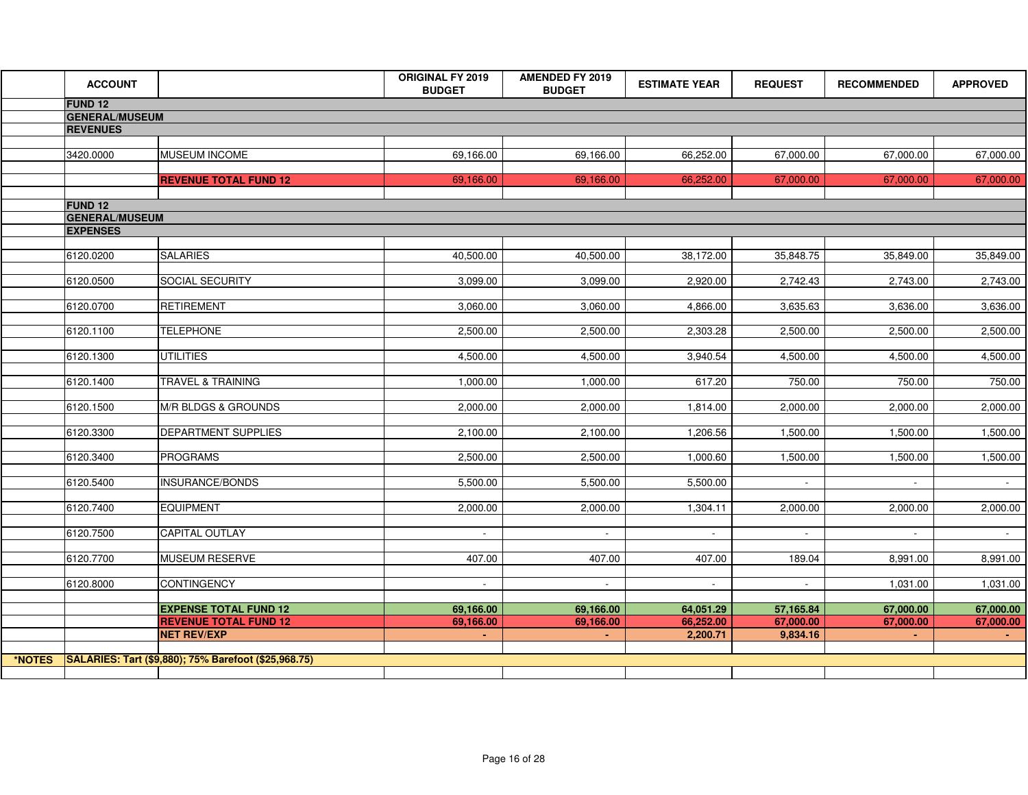| | ACCOUNT | | ORIGINAL FY 2019 BUDGET | AMENDED FY 2019 BUDGET | ESTIMATE YEAR | REQUEST | RECOMMENDED | APPROVED |
|---|---|---|---|---|---|---|---|---|
| | **FUND 12** | | | | | | | |
| | **GENERAL/MUSEUM** | | | | | | | |
| | **REVENUES** | | | | | | | |
| | 3420.0000 | MUSEUM INCOME | 69,166.00 | 69,166.00 | 66,252.00 | 67,000.00 | 67,000.00 | 67,000.00 |
| | | **REVENUE TOTAL FUND 12** | 69,166.00 | 69,166.00 | 66,252.00 | 67,000.00 | 67,000.00 | 67,000.00 |
| | **FUND 12** | | | | | | | |
| | **GENERAL/MUSEUM** | | | | | | | |
| | **EXPENSES** | | | | | | | |
| | 6120.0200 | SALARIES | 40,500.00 | 40,500.00 | 38,172.00 | 35,848.75 | 35,849.00 | 35,849.00 |
| | 6120.0500 | SOCIAL SECURITY | 3,099.00 | 3,099.00 | 2,920.00 | 2,742.43 | 2,743.00 | 2,743.00 |
| | 6120.0700 | RETIREMENT | 3,060.00 | 3,060.00 | 4,866.00 | 3,635.63 | 3,636.00 | 3,636.00 |
| | 6120.1100 | TELEPHONE | 2,500.00 | 2,500.00 | 2,303.28 | 2,500.00 | 2,500.00 | 2,500.00 |
| | 6120.1300 | UTILITIES | 4,500.00 | 4,500.00 | 3,940.54 | 4,500.00 | 4,500.00 | 4,500.00 |
| | 6120.1400 | TRAVEL & TRAINING | 1,000.00 | 1,000.00 | 617.20 | 750.00 | 750.00 | 750.00 |
| | 6120.1500 | M/R BLDGS & GROUNDS | 2,000.00 | 2,000.00 | 1,814.00 | 2,000.00 | 2,000.00 | 2,000.00 |
| | 6120.3300 | DEPARTMENT SUPPLIES | 2,100.00 | 2,100.00 | 1,206.56 | 1,500.00 | 1,500.00 | 1,500.00 |
| | 6120.3400 | PROGRAMS | 2,500.00 | 2,500.00 | 1,000.60 | 1,500.00 | 1,500.00 | 1,500.00 |
| | 6120.5400 | INSURANCE/BONDS | 5,500.00 | 5,500.00 | 5,500.00 | - | - | - |
| | 6120.7400 | EQUIPMENT | 2,000.00 | 2,000.00 | 1,304.11 | 2,000.00 | 2,000.00 | 2,000.00 |
| | 6120.7500 | CAPITAL OUTLAY | - | - | - | - | - | - |
| | 6120.7700 | MUSEUM RESERVE | 407.00 | 407.00 | 407.00 | 189.04 | 8,991.00 | 8,991.00 |
| | 6120.8000 | CONTINGENCY | - | - | - | - | 1,031.00 | 1,031.00 |
| | | **EXPENSE TOTAL FUND 12** | **69,166.00** | **69,166.00** | **64,051.29** | **57,165.84** | **67,000.00** | **67,000.00** |
| | | **REVENUE TOTAL FUND 12** | **69,166.00** | **69,166.00** | **66,252.00** | **67,000.00** | **67,000.00** | **67,000.00** |
| | | **NET REV/EXP** | **-** | **-** | **2,200.71** | **9,834.16** | **-** | **-** |
| ***NOTES** | **SALARIES: Tart ($9,880); 75% Barefoot ($25,968.75)** | | | | | | | |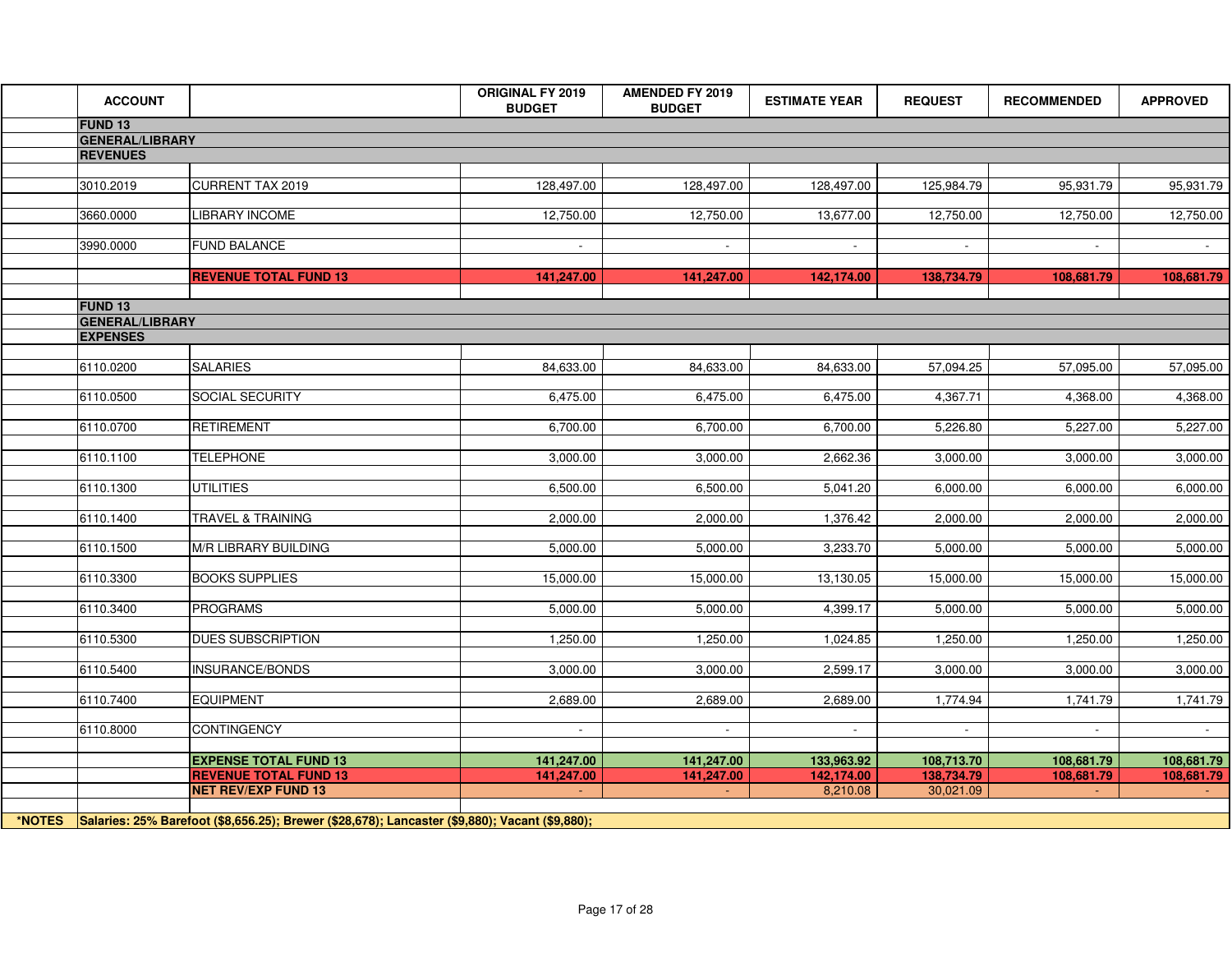| ACCOUNT | | ORIGINAL FY 2019 BUDGET | AMENDED FY 2019 BUDGET | ESTIMATE YEAR | REQUEST | RECOMMENDED | APPROVED |
|---|---|---|---|---|---|---|---|
| **FUND 13** | | | | | | | |
| **GENERAL/LIBRARY** | | | | | | | |
| **REVENUES** | | | | | | | |
| 3010.2019 | CURRENT TAX 2019 | 128,497.00 | 128,497.00 | 128,497.00 | 125,984.79 | 95,931.79 | 95,931.79 |
| 3660.0000 | LIBRARY INCOME | 12,750.00 | 12,750.00 | 13,677.00 | 12,750.00 | 12,750.00 | 12,750.00 |
| 3990.0000 | FUND BALANCE | - | - | - | - | - | - |
| | **REVENUE TOTAL FUND 13** | **141,247.00** | **141,247.00** | **142,174.00** | **138,734.79** | **108,681.79** | **108,681.79** |
| **FUND 13** | | | | | | | |
| **GENERAL/LIBRARY** | | | | | | | |
| **EXPENSES** | | | | | | | |
| 6110.0200 | SALARIES | 84,633.00 | 84,633.00 | 84,633.00 | 57,094.25 | 57,095.00 | 57,095.00 |
| 6110.0500 | SOCIAL SECURITY | 6,475.00 | 6,475.00 | 6,475.00 | 4,367.71 | 4,368.00 | 4,368.00 |
| 6110.0700 | RETIREMENT | 6,700.00 | 6,700.00 | 6,700.00 | 5,226.80 | 5,227.00 | 5,227.00 |
| 6110.1100 | TELEPHONE | 3,000.00 | 3,000.00 | 2,662.36 | 3,000.00 | 3,000.00 | 3,000.00 |
| 6110.1300 | UTILITIES | 6,500.00 | 6,500.00 | 5,041.20 | 6,000.00 | 6,000.00 | 6,000.00 |
| 6110.1400 | TRAVEL & TRAINING | 2,000.00 | 2,000.00 | 1,376.42 | 2,000.00 | 2,000.00 | 2,000.00 |
| 6110.1500 | M/R LIBRARY BUILDING | 5,000.00 | 5,000.00 | 3,233.70 | 5,000.00 | 5,000.00 | 5,000.00 |
| 6110.3300 | BOOKS SUPPLIES | 15,000.00 | 15,000.00 | 13,130.05 | 15,000.00 | 15,000.00 | 15,000.00 |
| 6110.3400 | PROGRAMS | 5,000.00 | 5,000.00 | 4,399.17 | 5,000.00 | 5,000.00 | 5,000.00 |
| 6110.5300 | DUES SUBSCRIPTION | 1,250.00 | 1,250.00 | 1,024.85 | 1,250.00 | 1,250.00 | 1,250.00 |
| 6110.5400 | INSURANCE/BONDS | 3,000.00 | 3,000.00 | 2,599.17 | 3,000.00 | 3,000.00 | 3,000.00 |
| 6110.7400 | EQUIPMENT | 2,689.00 | 2,689.00 | 2,689.00 | 1,774.94 | 1,741.79 | 1,741.79 |
| 6110.8000 | CONTINGENCY | - | - | - | - | - | - |
| | **EXPENSE TOTAL FUND 13** | **141,247.00** | **141,247.00** | **133,963.92** | **108,713.70** | **108,681.79** | **108,681.79** |
| | **REVENUE TOTAL FUND 13** | **141,247.00** | **141,247.00** | **142,174.00** | **138,734.79** | **108,681.79** | **108,681.79** |
| | **NET REV/EXP FUND 13** | - | - | 8,210.08 | 30,021.09 | - | - |

**\*NOTES** **Salaries: 25% Barefoot ($8,656.25); Brewer ($28,678); Lancaster ($9,880); Vacant ($9,880);**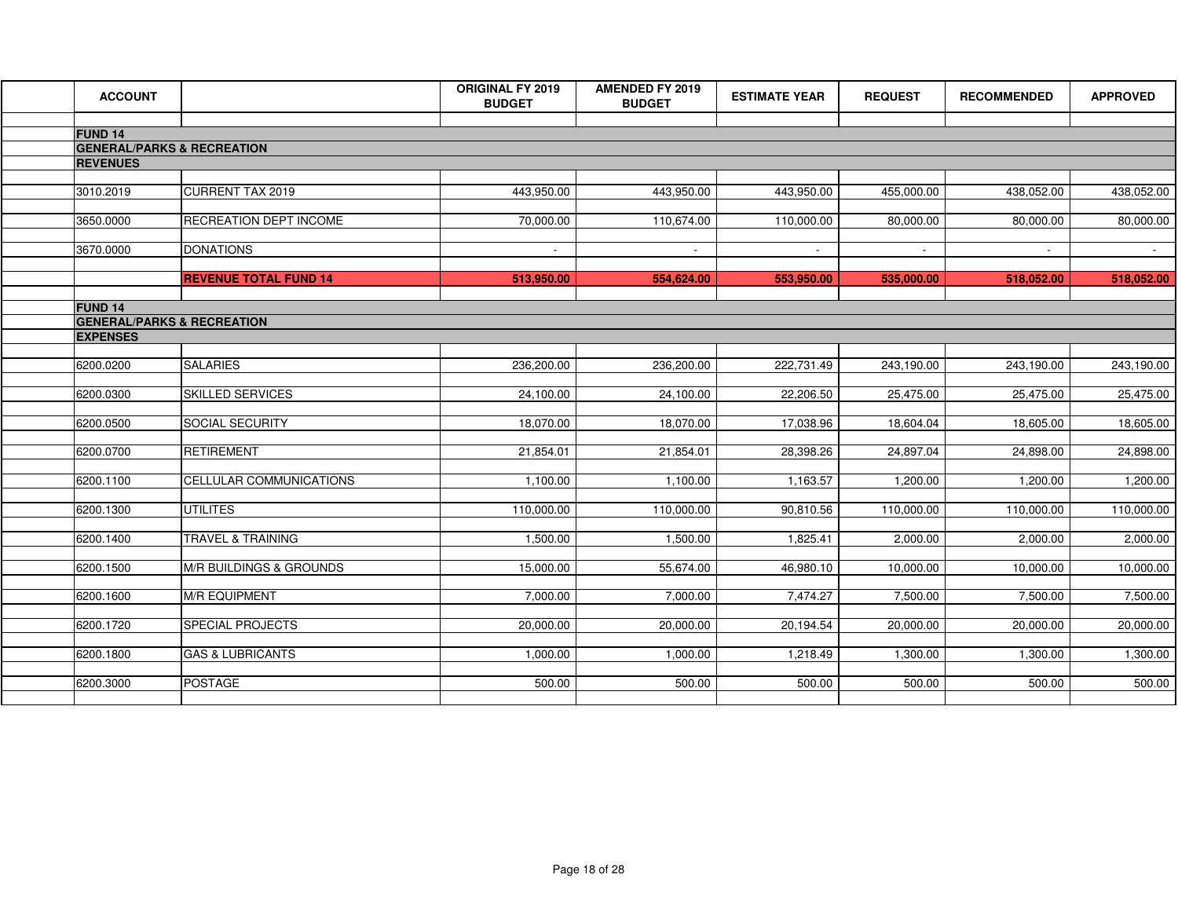| ACCOUNT | | ORIGINAL FY 2019 BUDGET | AMENDED FY 2019 BUDGET | ESTIMATE YEAR | REQUEST | RECOMMENDED | APPROVED |
|---|---|---|---|---|---|---|---|
| **FUND 14** | | | | | | | |
| **GENERAL/PARKS & RECREATION** | | | | | | | |
| **REVENUES** | | | | | | | |
| 3010.2019 | CURRENT TAX 2019 | 443,950.00 | 443,950.00 | 443,950.00 | 455,000.00 | 438,052.00 | 438,052.00 |
| 3650.0000 | RECREATION DEPT INCOME | 70,000.00 | 110,674.00 | 110,000.00 | 80,000.00 | 80,000.00 | 80,000.00 |
| 3670.0000 | DONATIONS | - | - | - | - | - | - |
| | **REVENUE TOTAL FUND 14** | **513,950.00** | **554,624.00** | **553,950.00** | **535,000.00** | **518,052.00** | **518,052.00** |
| **FUND 14** | | | | | | | |
| **GENERAL/PARKS & RECREATION** | | | | | | | |
| **EXPENSES** | | | | | | | |
| 6200.0200 | SALARIES | 236,200.00 | 236,200.00 | 222,731.49 | 243,190.00 | 243,190.00 | 243,190.00 |
| 6200.0300 | SKILLED SERVICES | 24,100.00 | 24,100.00 | 22,206.50 | 25,475.00 | 25,475.00 | 25,475.00 |
| 6200.0500 | SOCIAL SECURITY | 18,070.00 | 18,070.00 | 17,038.96 | 18,604.04 | 18,605.00 | 18,605.00 |
| 6200.0700 | RETIREMENT | 21,854.01 | 21,854.01 | 28,398.26 | 24,897.04 | 24,898.00 | 24,898.00 |
| 6200.1100 | CELLULAR COMMUNICATIONS | 1,100.00 | 1,100.00 | 1,163.57 | 1,200.00 | 1,200.00 | 1,200.00 |
| 6200.1300 | UTILITES | 110,000.00 | 110,000.00 | 90,810.56 | 110,000.00 | 110,000.00 | 110,000.00 |
| 6200.1400 | TRAVEL & TRAINING | 1,500.00 | 1,500.00 | 1,825.41 | 2,000.00 | 2,000.00 | 2,000.00 |
| 6200.1500 | M/R BUILDINGS & GROUNDS | 15,000.00 | 55,674.00 | 46,980.10 | 10,000.00 | 10,000.00 | 10,000.00 |
| 6200.1600 | M/R EQUIPMENT | 7,000.00 | 7,000.00 | 7,474.27 | 7,500.00 | 7,500.00 | 7,500.00 |
| 6200.1720 | SPECIAL PROJECTS | 20,000.00 | 20,000.00 | 20,194.54 | 20,000.00 | 20,000.00 | 20,000.00 |
| 6200.1800 | GAS & LUBRICANTS | 1,000.00 | 1,000.00 | 1,218.49 | 1,300.00 | 1,300.00 | 1,300.00 |
| 6200.3000 | POSTAGE | 500.00 | 500.00 | 500.00 | 500.00 | 500.00 | 500.00 |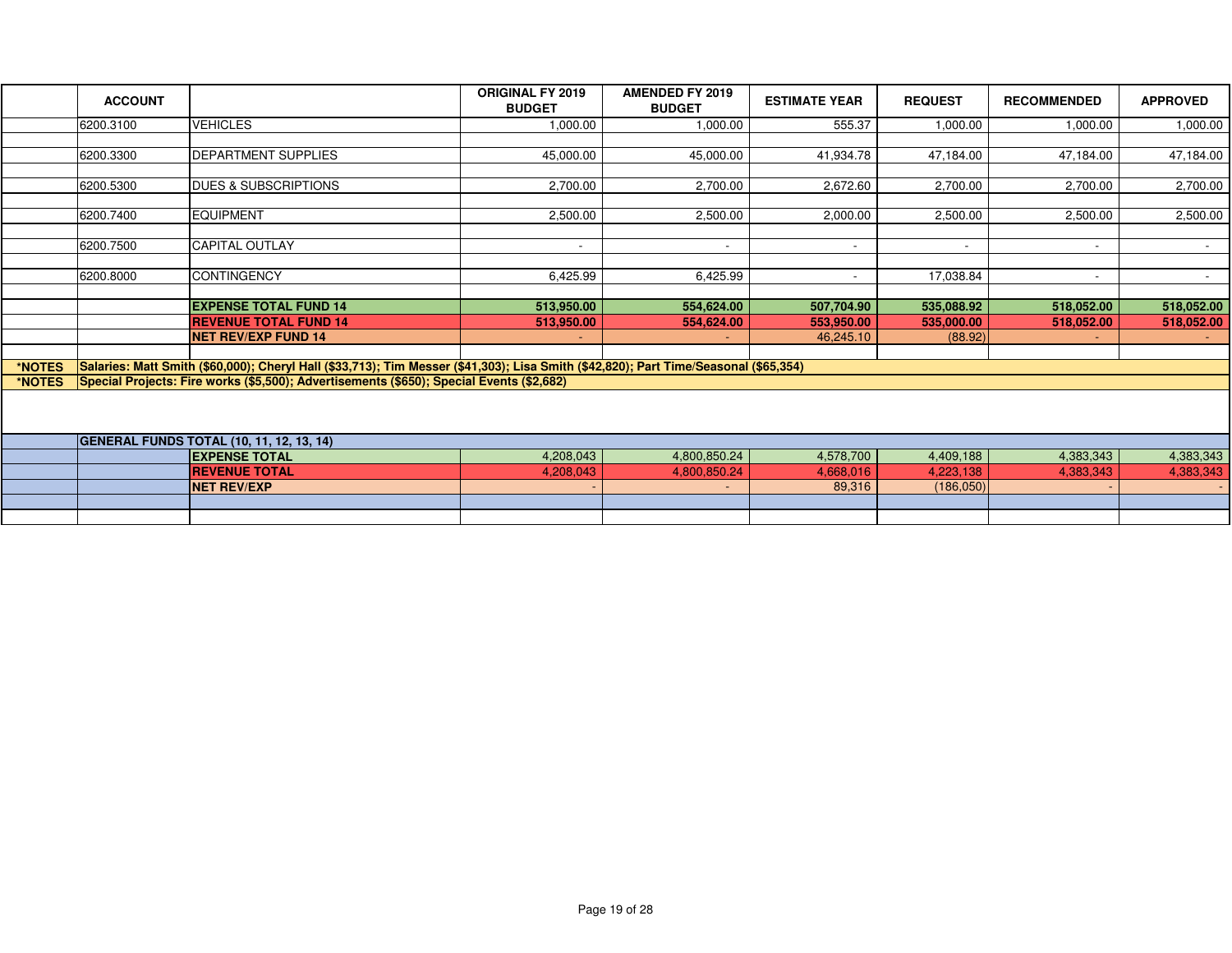| | ACCOUNT | | ORIGINAL FY 2019 BUDGET | AMENDED FY 2019 BUDGET | ESTIMATE YEAR | REQUEST | RECOMMENDED | APPROVED |
|---|---|---|---|---|---|---|---|---|
| | 6200.3100 | VEHICLES | 1,000.00 | 1,000.00 | 555.37 | 1,000.00 | 1,000.00 | 1,000.00 |
| | | | | | | | | |
| | 6200.3300 | DEPARTMENT SUPPLIES | 45,000.00 | 45,000.00 | 41,934.78 | 47,184.00 | 47,184.00 | 47,184.00 |
| | | | | | | | | |
| | 6200.5300 | DUES & SUBSCRIPTIONS | 2,700.00 | 2,700.00 | 2,672.60 | 2,700.00 | 2,700.00 | 2,700.00 |
| | | | | | | | | |
| | 6200.7400 | EQUIPMENT | 2,500.00 | 2,500.00 | 2,000.00 | 2,500.00 | 2,500.00 | 2,500.00 |
| | | | | | | | | |
| | 6200.7500 | CAPITAL OUTLAY | - | - | - | - | - | - |
| | | | | | | | | |
| | 6200.8000 | CONTINGENCY | 6,425.99 | 6,425.99 | - | 17,038.84 | - | - |
| | | | | | | | | |
| | | **EXPENSE TOTAL FUND 14** | **513,950.00** | **554,624.00** | **507,704.90** | **535,088.92** | **518,052.00** | **518,052.00** |
| | | **REVENUE TOTAL FUND 14** | **513,950.00** | **554,624.00** | **553,950.00** | **535,000.00** | **518,052.00** | **518,052.00** |
| | | **NET REV/EXP FUND 14** | - | - | 46,245.10 | (88.92) | - | - |
| | | | | | | | | |
| **\*NOTES** | **Salaries: Matt Smith ($60,000); Cheryl Hall ($33,713); Tim Messer ($41,303); Lisa Smith ($42,820); Part Time/Seasonal ($65,354)** | | | | | | | |
| **\*NOTES** | **Special Projects: Fire works ($5,500); Advertisements ($650); Special Events ($2,682)** | | | | | | | |

| | GENERAL FUNDS TOTAL (10, 11, 12, 13, 14) | | | | | | | |
|---|---|---|---|---|---|---|---|---|
| | | **EXPENSE TOTAL** | 4,208,043 | 4,800,850.24 | 4,578,700 | 4,409,188 | 4,383,343 | 4,383,343 |
| | | **REVENUE TOTAL** | 4,208,043 | 4,800,850.24 | 4,668,016 | 4,223,138 | 4,383,343 | 4,383,343 |
| | | **NET REV/EXP** | - | - | 89,316 | (186,050) | - | - |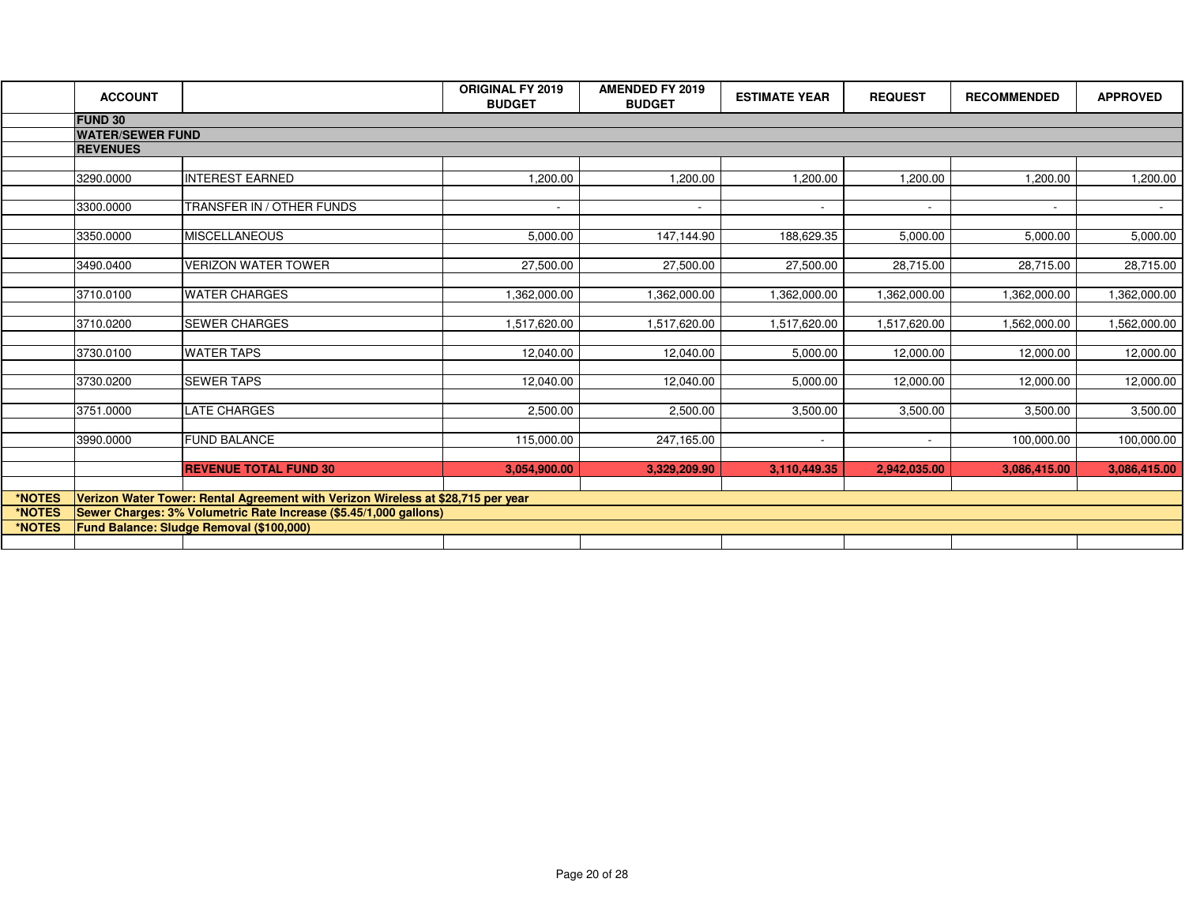| | ACCOUNT | | ORIGINAL FY 2019 BUDGET | AMENDED FY 2019 BUDGET | ESTIMATE YEAR | REQUEST | RECOMMENDED | APPROVED |
|---|---|---|---|---|---|---|---|---|
| | **FUND 30** | | | | | | | |
| | **WATER/SEWER FUND** | | | | | | | |
| | **REVENUES** | | | | | | | |
| | 3290.0000 | INTEREST EARNED | 1,200.00 | 1,200.00 | 1,200.00 | 1,200.00 | 1,200.00 | 1,200.00 |
| | 3300.0000 | TRANSFER IN / OTHER FUNDS | - | - | - | - | - | - |
| | 3350.0000 | MISCELLANEOUS | 5,000.00 | 147,144.90 | 188,629.35 | 5,000.00 | 5,000.00 | 5,000.00 |
| | 3490.0400 | VERIZON WATER TOWER | 27,500.00 | 27,500.00 | 27,500.00 | 28,715.00 | 28,715.00 | 28,715.00 |
| | 3710.0100 | WATER CHARGES | 1,362,000.00 | 1,362,000.00 | 1,362,000.00 | 1,362,000.00 | 1,362,000.00 | 1,362,000.00 |
| | 3710.0200 | SEWER CHARGES | 1,517,620.00 | 1,517,620.00 | 1,517,620.00 | 1,517,620.00 | 1,562,000.00 | 1,562,000.00 |
| | 3730.0100 | WATER TAPS | 12,040.00 | 12,040.00 | 5,000.00 | 12,000.00 | 12,000.00 | 12,000.00 |
| | 3730.0200 | SEWER TAPS | 12,040.00 | 12,040.00 | 5,000.00 | 12,000.00 | 12,000.00 | 12,000.00 |
| | 3751.0000 | LATE CHARGES | 2,500.00 | 2,500.00 | 3,500.00 | 3,500.00 | 3,500.00 | 3,500.00 |
| | 3990.0000 | FUND BALANCE | 115,000.00 | 247,165.00 | - | - | 100,000.00 | 100,000.00 |
| | | **REVENUE TOTAL FUND 30** | **3,054,900.00** | **3,329,209.90** | **3,110,449.35** | **2,942,035.00** | **3,086,415.00** | **3,086,415.00** |
| ***NOTES** | **Verizon Water Tower: Rental Agreement with Verizon Wireless at $28,715 per year** | | | | | | | |
| ***NOTES** | **Sewer Charges: 3% Volumetric Rate Increase ($5.45/1,000 gallons)** | | | | | | | |
| ***NOTES** | **Fund Balance: Sludge Removal ($100,000)** | | | | | | | |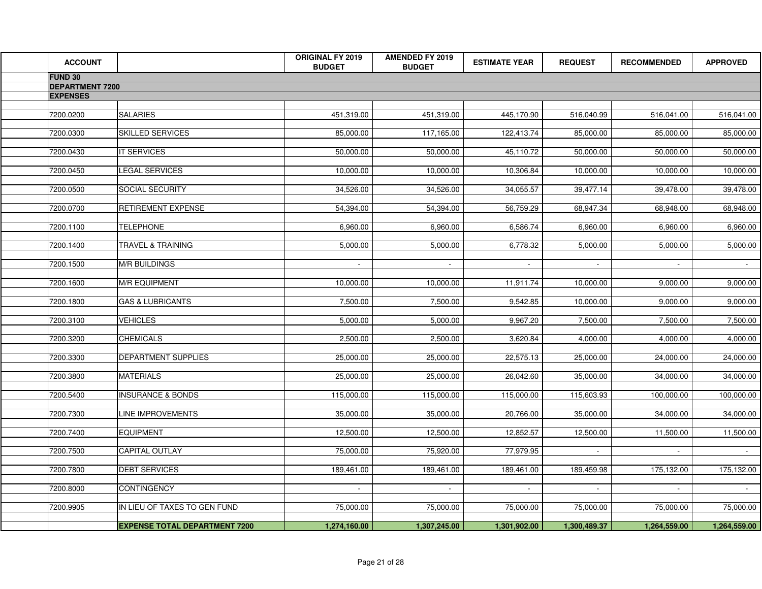| ACCOUNT | | ORIGINAL FY 2019 BUDGET | AMENDED FY 2019 BUDGET | ESTIMATE YEAR | REQUEST | RECOMMENDED | APPROVED |
|---|---|---|---|---|---|---|---|
| **FUND 30** | | | | | | | |
| **DEPARTMENT 7200** | | | | | | | |
| **EXPENSES** | | | | | | | |
| 7200.0200 | SALARIES | 451,319.00 | 451,319.00 | 445,170.90 | 516,040.99 | 516,041.00 | 516,041.00 |
| 7200.0300 | SKILLED SERVICES | 85,000.00 | 117,165.00 | 122,413.74 | 85,000.00 | 85,000.00 | 85,000.00 |
| 7200.0430 | IT SERVICES | 50,000.00 | 50,000.00 | 45,110.72 | 50,000.00 | 50,000.00 | 50,000.00 |
| 7200.0450 | LEGAL SERVICES | 10,000.00 | 10,000.00 | 10,306.84 | 10,000.00 | 10,000.00 | 10,000.00 |
| 7200.0500 | SOCIAL SECURITY | 34,526.00 | 34,526.00 | 34,055.57 | 39,477.14 | 39,478.00 | 39,478.00 |
| 7200.0700 | RETIREMENT EXPENSE | 54,394.00 | 54,394.00 | 56,759.29 | 68,947.34 | 68,948.00 | 68,948.00 |
| 7200.1100 | TELEPHONE | 6,960.00 | 6,960.00 | 6,586.74 | 6,960.00 | 6,960.00 | 6,960.00 |
| 7200.1400 | TRAVEL & TRAINING | 5,000.00 | 5,000.00 | 6,778.32 | 5,000.00 | 5,000.00 | 5,000.00 |
| 7200.1500 | M/R BUILDINGS | - | - | - | - | - | - |
| 7200.1600 | M/R EQUIPMENT | 10,000.00 | 10,000.00 | 11,911.74 | 10,000.00 | 9,000.00 | 9,000.00 |
| 7200.1800 | GAS & LUBRICANTS | 7,500.00 | 7,500.00 | 9,542.85 | 10,000.00 | 9,000.00 | 9,000.00 |
| 7200.3100 | VEHICLES | 5,000.00 | 5,000.00 | 9,967.20 | 7,500.00 | 7,500.00 | 7,500.00 |
| 7200.3200 | CHEMICALS | 2,500.00 | 2,500.00 | 3,620.84 | 4,000.00 | 4,000.00 | 4,000.00 |
| 7200.3300 | DEPARTMENT SUPPLIES | 25,000.00 | 25,000.00 | 22,575.13 | 25,000.00 | 24,000.00 | 24,000.00 |
| 7200.3800 | MATERIALS | 25,000.00 | 25,000.00 | 26,042.60 | 35,000.00 | 34,000.00 | 34,000.00 |
| 7200.5400 | INSURANCE & BONDS | 115,000.00 | 115,000.00 | 115,000.00 | 115,603.93 | 100,000.00 | 100,000.00 |
| 7200.7300 | LINE IMPROVEMENTS | 35,000.00 | 35,000.00 | 20,766.00 | 35,000.00 | 34,000.00 | 34,000.00 |
| 7200.7400 | EQUIPMENT | 12,500.00 | 12,500.00 | 12,852.57 | 12,500.00 | 11,500.00 | 11,500.00 |
| 7200.7500 | CAPITAL OUTLAY | 75,000.00 | 75,920.00 | 77,979.95 | - | - | - |
| 7200.7800 | DEBT SERVICES | 189,461.00 | 189,461.00 | 189,461.00 | 189,459.98 | 175,132.00 | 175,132.00 |
| 7200.8000 | CONTINGENCY | - | - | - | - | - | - |
| 7200.9905 | IN LIEU OF TAXES TO GEN FUND | 75,000.00 | 75,000.00 | 75,000.00 | 75,000.00 | 75,000.00 | 75,000.00 |
| | **EXPENSE TOTAL DEPARTMENT 7200** | **1,274,160.00** | **1,307,245.00** | **1,301,902.00** | **1,300,489.37** | **1,264,559.00** | **1,264,559.00** |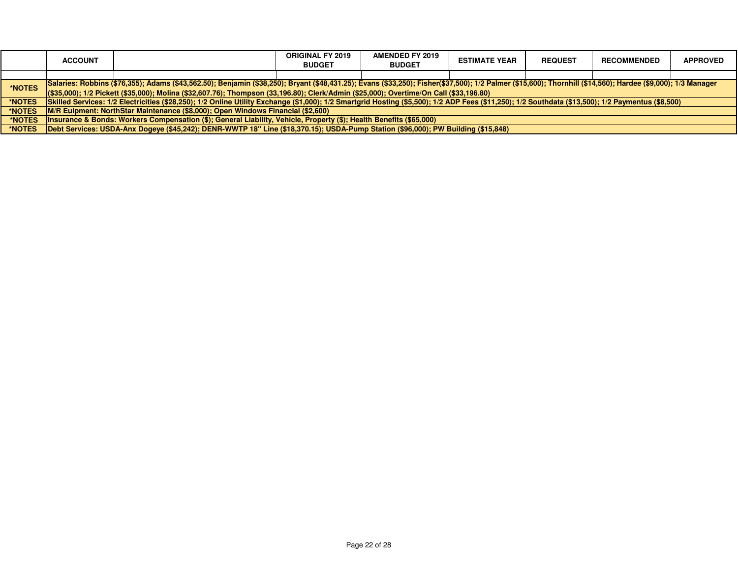| | ACCOUNT | | ORIGINAL FY 2019 BUDGET | AMENDED FY 2019 BUDGET | ESTIMATE YEAR | REQUEST | RECOMMENDED | APPROVED |
|---|---|---|---|---|---|---|---|---|
| | | | | | | | | |
| *NOTES | Salaries: Robbins ($76,355); Adams ($43,562.50); Benjamin ($38,250); Bryant ($48,431.25); Evans ($33,250); Fisher($37,500); 1/2 Palmer ($15,600); Thornhill ($14,560); Hardee ($9,000); 1/3 Manager ($35,000); 1/2 Pickett ($35,000); Molina ($32,607.76); Thompson (33,196.80); Clerk/Admin ($25,000); Overtime/On Call ($33,196.80) | | | | | | | |
| *NOTES | Skilled Services: 1/2 Electricities ($28,250); 1/2 Online Utility Exchange ($1,000); 1/2 Smartgrid Hosting ($5,500); 1/2 ADP Fees ($11,250); 1/2 Southdata ($13,500); 1/2 Paymentus ($8,500) | | | | | | | |
| *NOTES | M/R Euipment: NorthStar Maintenance ($8,000); Open Windows Financial ($2,600) | | | | | | | |
| *NOTES | Insurance & Bonds: Workers Compensation ($); General Liability, Vehicle, Property ($); Health Benefits ($65,000) | | | | | | | |
| *NOTES | Debt Services: USDA-Anx Dogeye ($45,242); DENR-WWTP 18" Line ($18,370.15); USDA-Pump Station ($96,000); PW Building ($15,848) | | | | | | | |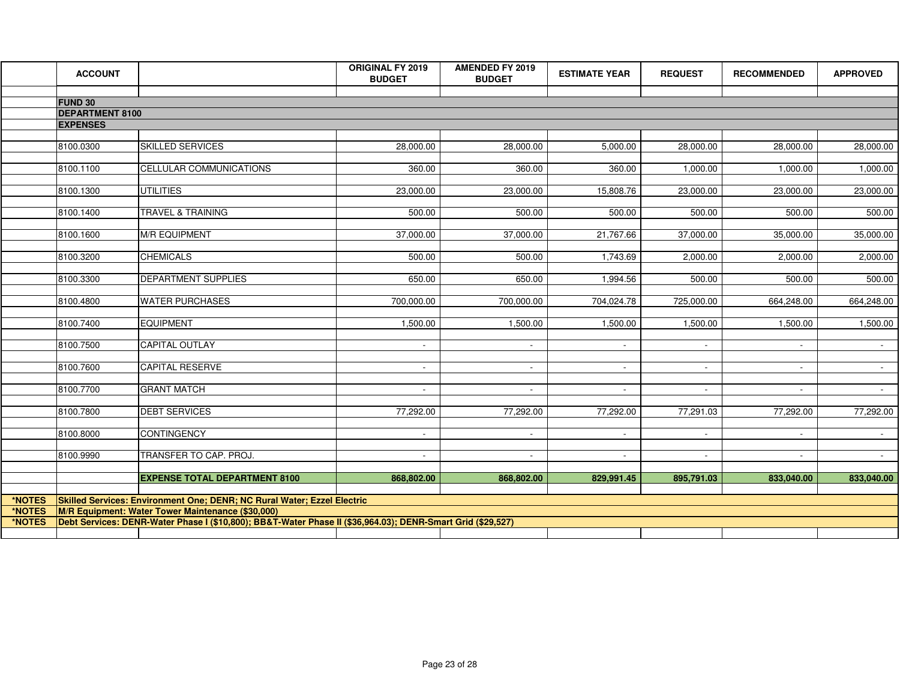| | ACCOUNT | | ORIGINAL FY 2019 BUDGET | AMENDED FY 2019 BUDGET | ESTIMATE YEAR | REQUEST | RECOMMENDED | APPROVED |
|---|---|---|---|---|---|---|---|---|
| | **FUND 30** | | | | | | | |
| | **DEPARTMENT 8100** | | | | | | | |
| | **EXPENSES** | | | | | | | |
| | 8100.0300 | SKILLED SERVICES | 28,000.00 | 28,000.00 | 5,000.00 | 28,000.00 | 28,000.00 | 28,000.00 |
| | 8100.1100 | CELLULAR COMMUNICATIONS | 360.00 | 360.00 | 360.00 | 1,000.00 | 1,000.00 | 1,000.00 |
| | 8100.1300 | UTILITIES | 23,000.00 | 23,000.00 | 15,808.76 | 23,000.00 | 23,000.00 | 23,000.00 |
| | 8100.1400 | TRAVEL & TRAINING | 500.00 | 500.00 | 500.00 | 500.00 | 500.00 | 500.00 |
| | 8100.1600 | M/R EQUIPMENT | 37,000.00 | 37,000.00 | 21,767.66 | 37,000.00 | 35,000.00 | 35,000.00 |
| | 8100.3200 | CHEMICALS | 500.00 | 500.00 | 1,743.69 | 2,000.00 | 2,000.00 | 2,000.00 |
| | 8100.3300 | DEPARTMENT SUPPLIES | 650.00 | 650.00 | 1,994.56 | 500.00 | 500.00 | 500.00 |
| | 8100.4800 | WATER PURCHASES | 700,000.00 | 700,000.00 | 704,024.78 | 725,000.00 | 664,248.00 | 664,248.00 |
| | 8100.7400 | EQUIPMENT | 1,500.00 | 1,500.00 | 1,500.00 | 1,500.00 | 1,500.00 | 1,500.00 |
| | 8100.7500 | CAPITAL OUTLAY | - | - | - | - | - | - |
| | 8100.7600 | CAPITAL RESERVE | - | - | - | - | - | - |
| | 8100.7700 | GRANT MATCH | - | - | - | - | - | - |
| | 8100.7800 | DEBT SERVICES | 77,292.00 | 77,292.00 | 77,292.00 | 77,291.03 | 77,292.00 | 77,292.00 |
| | 8100.8000 | CONTINGENCY | - | - | - | - | - | - |
| | 8100.9990 | TRANSFER TO CAP. PROJ. | - | - | - | - | - | - |
| | | **EXPENSE TOTAL DEPARTMENT 8100** | **868,802.00** | **868,802.00** | **829,991.45** | **895,791.03** | **833,040.00** | **833,040.00** |
| ***NOTES** | **Skilled Services: Environment One; DENR; NC Rural Water; Ezzel Electric** | | | | | | | |
| ***NOTES** | **M/R Equipment: Water Tower Maintenance ($30,000)** | | | | | | | |
| ***NOTES** | **Debt Services: DENR-Water Phase I ($10,800); BB&T-Water Phase II ($36,964.03); DENR-Smart Grid ($29,527)** | | | | | | | |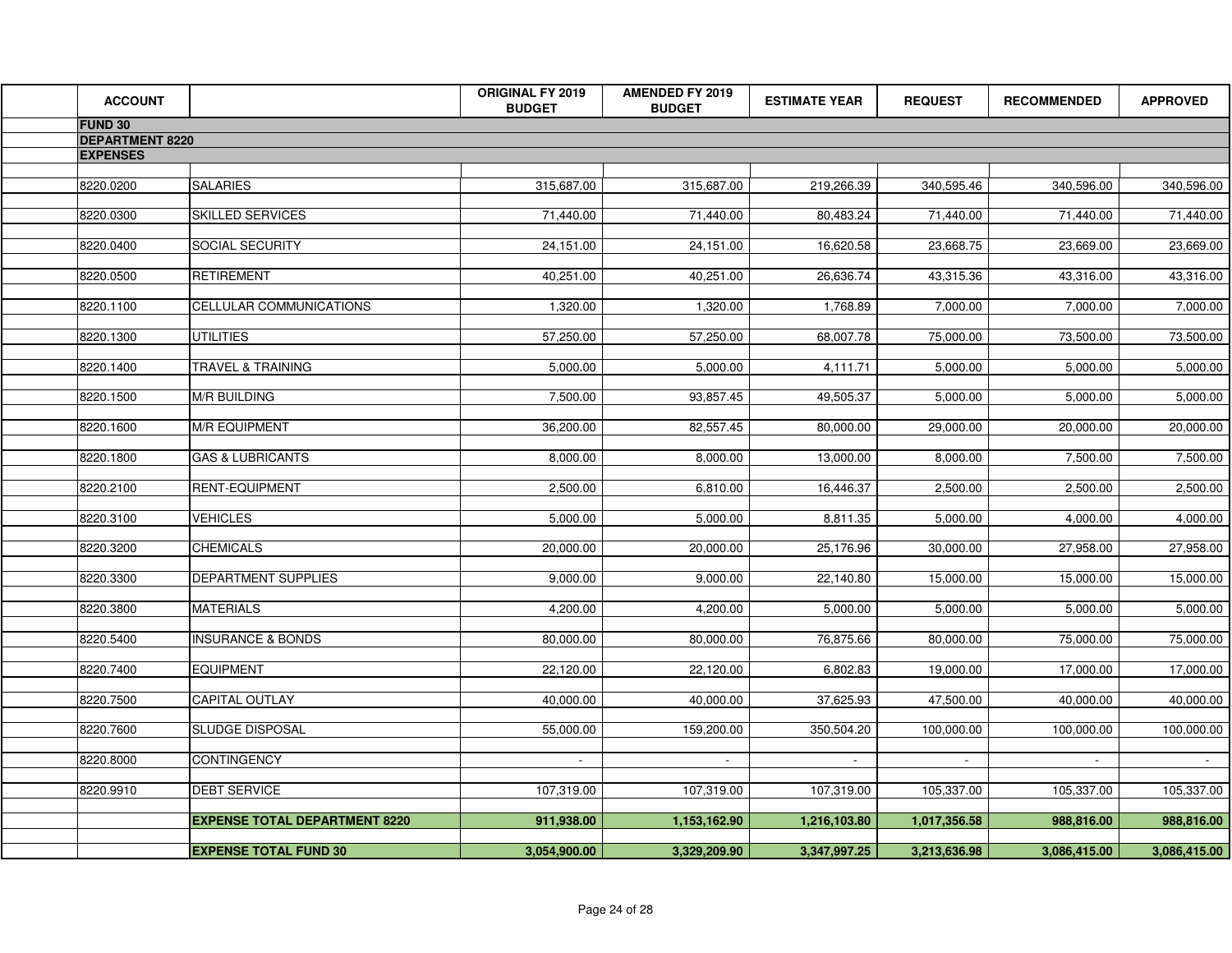| ACCOUNT | | ORIGINAL FY 2019 BUDGET | AMENDED FY 2019 BUDGET | ESTIMATE YEAR | REQUEST | RECOMMENDED | APPROVED |
|---|---|---|---|---|---|---|---|
| **FUND 30** | | | | | | | |
| **DEPARTMENT 8220** | | | | | | | |
| **EXPENSES** | | | | | | | |
| 8220.0200 | SALARIES | 315,687.00 | 315,687.00 | 219,266.39 | 340,595.46 | 340,596.00 | 340,596.00 |
| 8220.0300 | SKILLED SERVICES | 71,440.00 | 71,440.00 | 80,483.24 | 71,440.00 | 71,440.00 | 71,440.00 |
| 8220.0400 | SOCIAL SECURITY | 24,151.00 | 24,151.00 | 16,620.58 | 23,668.75 | 23,669.00 | 23,669.00 |
| 8220.0500 | RETIREMENT | 40,251.00 | 40,251.00 | 26,636.74 | 43,315.36 | 43,316.00 | 43,316.00 |
| 8220.1100 | CELLULAR COMMUNICATIONS | 1,320.00 | 1,320.00 | 1,768.89 | 7,000.00 | 7,000.00 | 7,000.00 |
| 8220.1300 | UTILITIES | 57,250.00 | 57,250.00 | 68,007.78 | 75,000.00 | 73,500.00 | 73,500.00 |
| 8220.1400 | TRAVEL & TRAINING | 5,000.00 | 5,000.00 | 4,111.71 | 5,000.00 | 5,000.00 | 5,000.00 |
| 8220.1500 | M/R BUILDING | 7,500.00 | 93,857.45 | 49,505.37 | 5,000.00 | 5,000.00 | 5,000.00 |
| 8220.1600 | M/R EQUIPMENT | 36,200.00 | 82,557.45 | 80,000.00 | 29,000.00 | 20,000.00 | 20,000.00 |
| 8220.1800 | GAS & LUBRICANTS | 8,000.00 | 8,000.00 | 13,000.00 | 8,000.00 | 7,500.00 | 7,500.00 |
| 8220.2100 | RENT-EQUIPMENT | 2,500.00 | 6,810.00 | 16,446.37 | 2,500.00 | 2,500.00 | 2,500.00 |
| 8220.3100 | VEHICLES | 5,000.00 | 5,000.00 | 8,811.35 | 5,000.00 | 4,000.00 | 4,000.00 |
| 8220.3200 | CHEMICALS | 20,000.00 | 20,000.00 | 25,176.96 | 30,000.00 | 27,958.00 | 27,958.00 |
| 8220.3300 | DEPARTMENT SUPPLIES | 9,000.00 | 9,000.00 | 22,140.80 | 15,000.00 | 15,000.00 | 15,000.00 |
| 8220.3800 | MATERIALS | 4,200.00 | 4,200.00 | 5,000.00 | 5,000.00 | 5,000.00 | 5,000.00 |
| 8220.5400 | INSURANCE & BONDS | 80,000.00 | 80,000.00 | 76,875.66 | 80,000.00 | 75,000.00 | 75,000.00 |
| 8220.7400 | EQUIPMENT | 22,120.00 | 22,120.00 | 6,802.83 | 19,000.00 | 17,000.00 | 17,000.00 |
| 8220.7500 | CAPITAL OUTLAY | 40,000.00 | 40,000.00 | 37,625.93 | 47,500.00 | 40,000.00 | 40,000.00 |
| 8220.7600 | SLUDGE DISPOSAL | 55,000.00 | 159,200.00 | 350,504.20 | 100,000.00 | 100,000.00 | 100,000.00 |
| 8220.8000 | CONTINGENCY | - | - | - | - | - | - |
| 8220.9910 | DEBT SERVICE | 107,319.00 | 107,319.00 | 107,319.00 | 105,337.00 | 105,337.00 | 105,337.00 |
| | **EXPENSE TOTAL DEPARTMENT 8220** | **911,938.00** | **1,153,162.90** | **1,216,103.80** | **1,017,356.58** | **988,816.00** | **988,816.00** |
| | **EXPENSE TOTAL FUND 30** | **3,054,900.00** | **3,329,209.90** | **3,347,997.25** | **3,213,636.98** | **3,086,415.00** | **3,086,415.00** |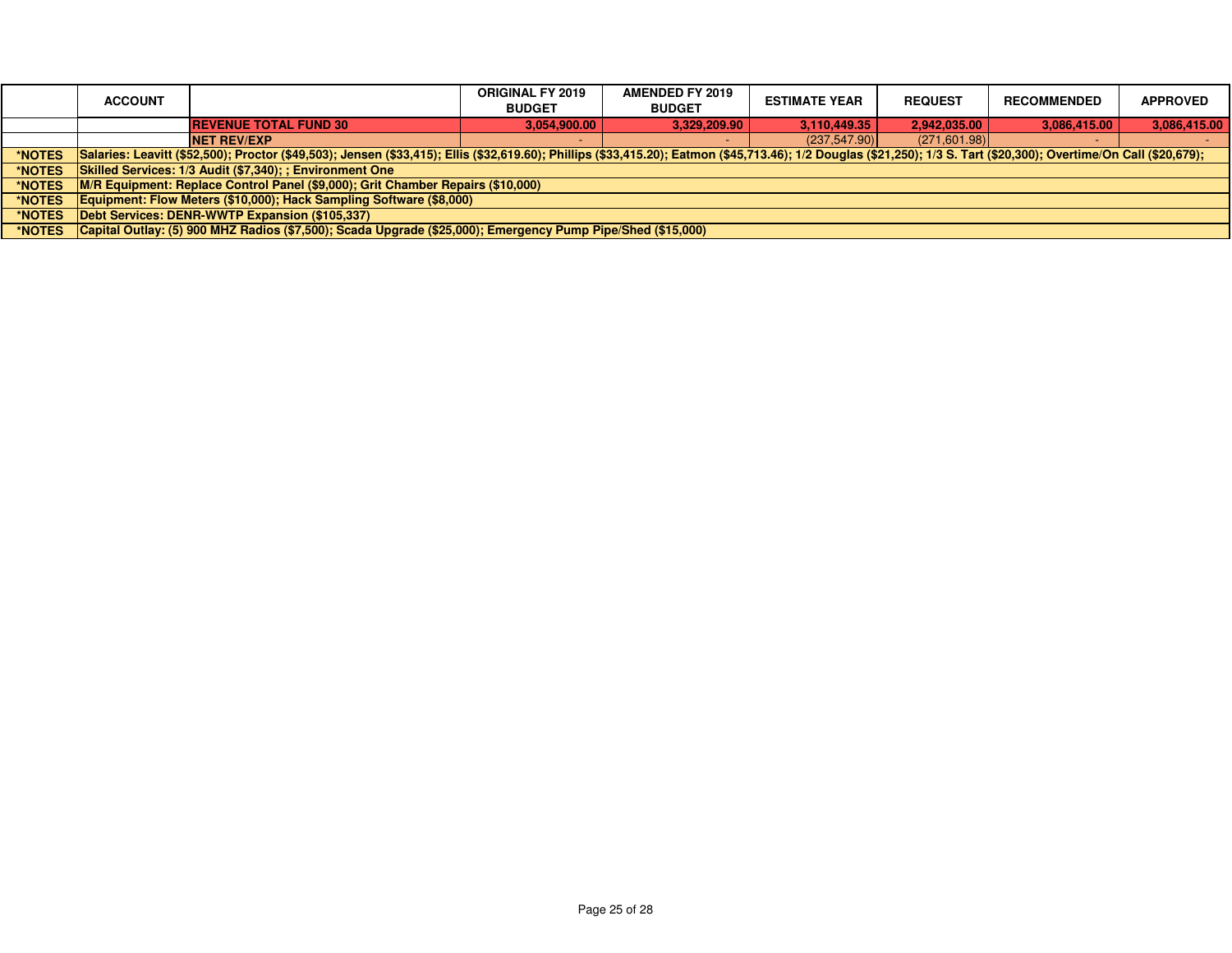| | ACCOUNT | | ORIGINAL FY 2019 BUDGET | AMENDED FY 2019 BUDGET | ESTIMATE YEAR | REQUEST | RECOMMENDED | APPROVED |
|---|---|---|---|---|---|---|---|---|
| | | **REVENUE TOTAL FUND 30** | **3,054,900.00** | **3,329,209.90** | **3,110,449.35** | **2,942,035.00** | **3,086,415.00** | **3,086,415.00** |
| | | **NET REV/EXP** | - | - | (237,547.90) | (271,601.98) | - | - |
| **\*NOTES** | **Salaries: Leavitt ($52,500); Proctor ($49,503); Jensen ($33,415); Ellis ($32,619.60); Phillips ($33,415.20); Eatmon ($45,713.46); 1/2 Douglas ($21,250); 1/3 S. Tart ($20,300); Overtime/On Call ($20,679);** | | | | | | | |
| **\*NOTES** | **Skilled Services: 1/3 Audit ($7,340); ; Environment One** | | | | | | | |
| **\*NOTES** | **M/R Equipment: Replace Control Panel ($9,000); Grit Chamber Repairs ($10,000)** | | | | | | | |
| **\*NOTES** | **Equipment: Flow Meters ($10,000); Hack Sampling Software ($8,000)** | | | | | | | |
| **\*NOTES** | **Debt Services: DENR-WWTP Expansion ($105,337)** | | | | | | | |
| **\*NOTES** | **Capital Outlay: (5) 900 MHZ Radios ($7,500); Scada Upgrade ($25,000); Emergency Pump Pipe/Shed ($15,000)** | | | | | | | |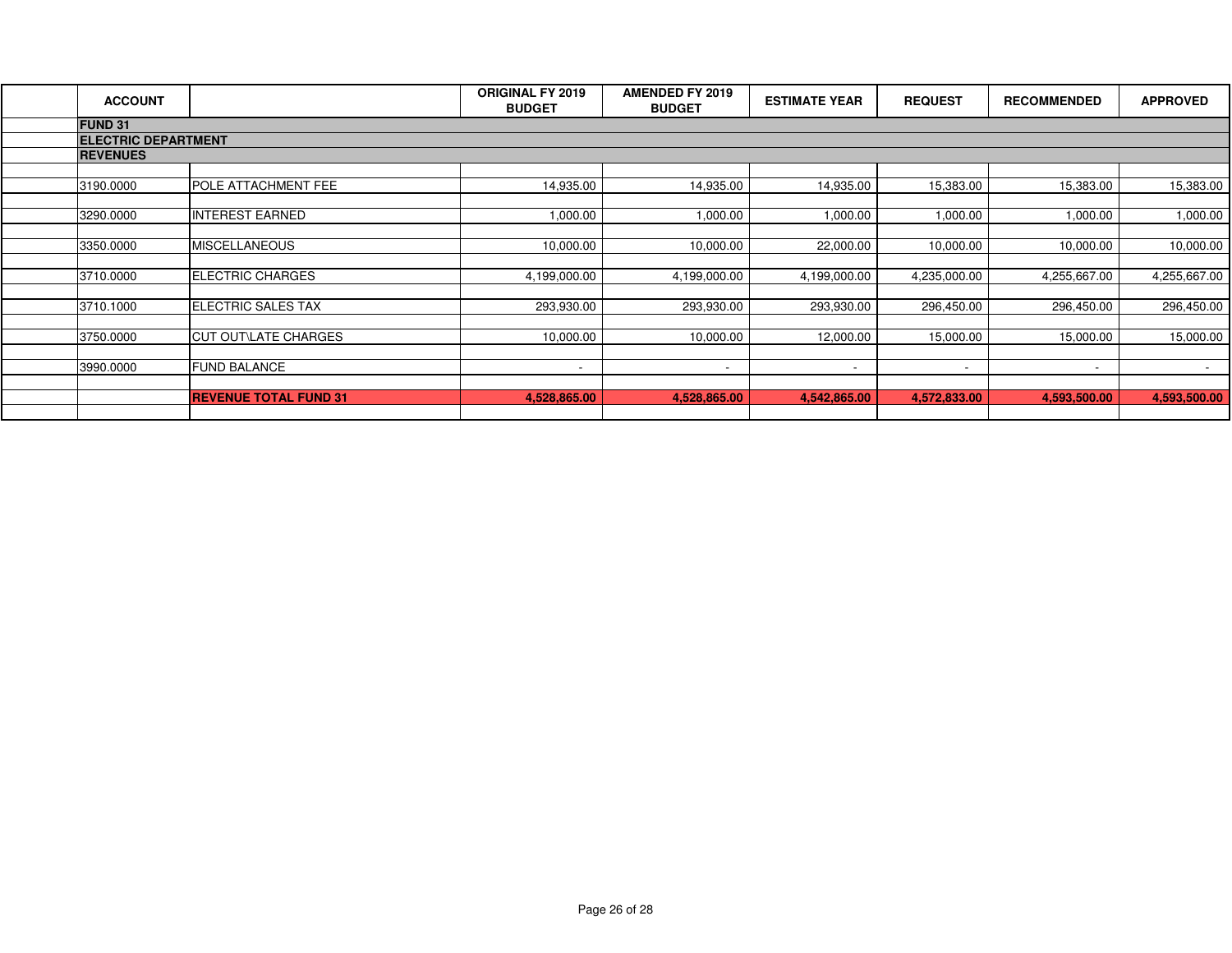| ACCOUNT | | ORIGINAL FY 2019 BUDGET | AMENDED FY 2019 BUDGET | ESTIMATE YEAR | REQUEST | RECOMMENDED | APPROVED |
|---|---|---|---|---|---|---|---|
| **FUND 31** | | | | | | | |
| **ELECTRIC DEPARTMENT** | | | | | | | |
| **REVENUES** | | | | | | | |
| 3190.0000 | POLE ATTACHMENT FEE | 14,935.00 | 14,935.00 | 14,935.00 | 15,383.00 | 15,383.00 | 15,383.00 |
| 3290.0000 | INTEREST EARNED | 1,000.00 | 1,000.00 | 1,000.00 | 1,000.00 | 1,000.00 | 1,000.00 |
| 3350.0000 | MISCELLANEOUS | 10,000.00 | 10,000.00 | 22,000.00 | 10,000.00 | 10,000.00 | 10,000.00 |
| 3710.0000 | ELECTRIC CHARGES | 4,199,000.00 | 4,199,000.00 | 4,199,000.00 | 4,235,000.00 | 4,255,667.00 | 4,255,667.00 |
| 3710.1000 | ELECTRIC SALES TAX | 293,930.00 | 293,930.00 | 293,930.00 | 296,450.00 | 296,450.00 | 296,450.00 |
| 3750.0000 | CUT OUT\LATE CHARGES | 10,000.00 | 10,000.00 | 12,000.00 | 15,000.00 | 15,000.00 | 15,000.00 |
| 3990.0000 | FUND BALANCE | - | - | - | - | - | - |
| | **REVENUE TOTAL FUND 31** | **4,528,865.00** | **4,528,865.00** | **4,542,865.00** | **4,572,833.00** | **4,593,500.00** | **4,593,500.00** |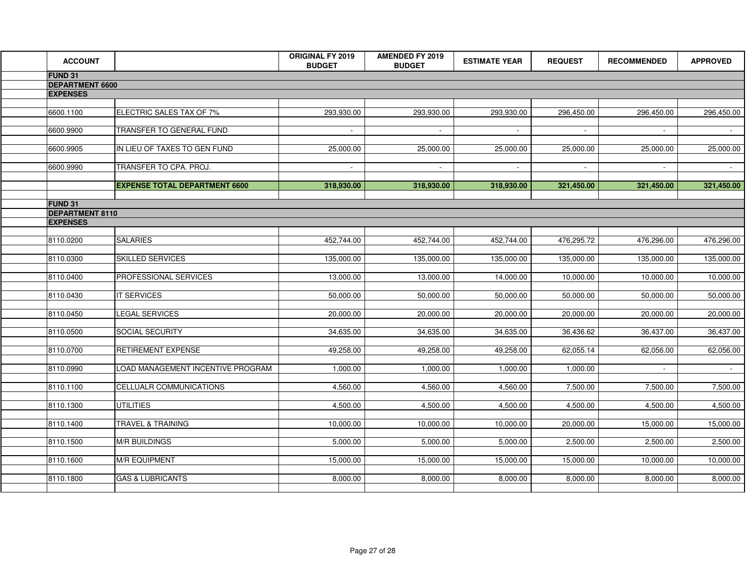| ACCOUNT | | ORIGINAL FY 2019 BUDGET | AMENDED FY 2019 BUDGET | ESTIMATE YEAR | REQUEST | RECOMMENDED | APPROVED |
|---|---|---|---|---|---|---|---|
| **FUND 31** | | | | | | | |
| **DEPARTMENT 6600** | | | | | | | |
| **EXPENSES** | | | | | | | |
| 6600.1100 | ELECTRIC SALES TAX OF 7% | 293,930.00 | 293,930.00 | 293,930.00 | 296,450.00 | 296,450.00 | 296,450.00 |
| 6600.9900 | TRANSFER TO GENERAL FUND | - | - | - | - | - | - |
| 6600.9905 | IN LIEU OF TAXES TO GEN FUND | 25,000.00 | 25,000.00 | 25,000.00 | 25,000.00 | 25,000.00 | 25,000.00 |
| 6600.9990 | TRANSFER TO CPA. PROJ. | - | - | - | - | - | - |
| | **EXPENSE TOTAL DEPARTMENT 6600** | **318,930.00** | **318,930.00** | **318,930.00** | **321,450.00** | **321,450.00** | **321,450.00** |
| **FUND 31** | | | | | | | |
| **DEPARTMENT 8110** | | | | | | | |
| **EXPENSES** | | | | | | | |
| 8110.0200 | SALARIES | 452,744.00 | 452,744.00 | 452,744.00 | 476,295.72 | 476,296.00 | 476,296.00 |
| 8110.0300 | SKILLED SERVICES | 135,000.00 | 135,000.00 | 135,000.00 | 135,000.00 | 135,000.00 | 135,000.00 |
| 8110.0400 | PROFESSIONAL SERVICES | 13,000.00 | 13,000.00 | 14,000.00 | 10,000.00 | 10,000.00 | 10,000.00 |
| 8110.0430 | IT SERVICES | 50,000.00 | 50,000.00 | 50,000.00 | 50,000.00 | 50,000.00 | 50,000.00 |
| 8110.0450 | LEGAL SERVICES | 20,000.00 | 20,000.00 | 20,000.00 | 20,000.00 | 20,000.00 | 20,000.00 |
| 8110.0500 | SOCIAL SECURITY | 34,635.00 | 34,635.00 | 34,635.00 | 36,436.62 | 36,437.00 | 36,437.00 |
| 8110.0700 | RETIREMENT EXPENSE | 49,258.00 | 49,258.00 | 49,258.00 | 62,055.14 | 62,056.00 | 62,056.00 |
| 8110.0990 | LOAD MANAGEMENT INCENTIVE PROGRAM | 1,000.00 | 1,000.00 | 1,000.00 | 1,000.00 | - | - |
| 8110.1100 | CELLUALR COMMUNICATIONS | 4,560.00 | 4,560.00 | 4,560.00 | 7,500.00 | 7,500.00 | 7,500.00 |
| 8110.1300 | UTILITIES | 4,500.00 | 4,500.00 | 4,500.00 | 4,500.00 | 4,500.00 | 4,500.00 |
| 8110.1400 | TRAVEL & TRAINING | 10,000.00 | 10,000.00 | 10,000.00 | 20,000.00 | 15,000.00 | 15,000.00 |
| 8110.1500 | M/R BUILDINGS | 5,000.00 | 5,000.00 | 5,000.00 | 2,500.00 | 2,500.00 | 2,500.00 |
| 8110.1600 | M/R EQUIPMENT | 15,000.00 | 15,000.00 | 15,000.00 | 15,000.00 | 10,000.00 | 10,000.00 |
| 8110.1800 | GAS & LUBRICANTS | 8,000.00 | 8,000.00 | 8,000.00 | 8,000.00 | 8,000.00 | 8,000.00 |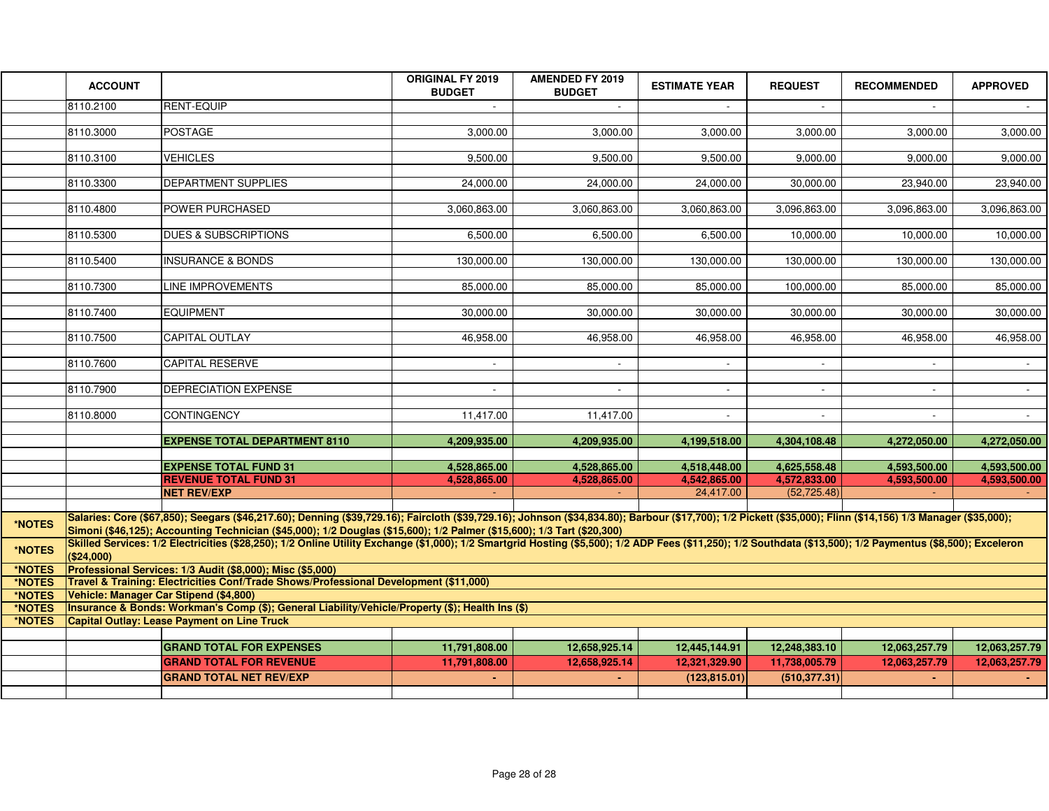| | ACCOUNT | | ORIGINAL FY 2019 BUDGET | AMENDED FY 2019 BUDGET | ESTIMATE YEAR | REQUEST | RECOMMENDED | APPROVED |
|---|---|---|---|---|---|---|---|---|
| | 8110.2100 | RENT-EQUIP | - | - | - | - | - | - |
| | 8110.3000 | POSTAGE | 3,000.00 | 3,000.00 | 3,000.00 | 3,000.00 | 3,000.00 | 3,000.00 |
| | 8110.3100 | VEHICLES | 9,500.00 | 9,500.00 | 9,500.00 | 9,000.00 | 9,000.00 | 9,000.00 |
| | 8110.3300 | DEPARTMENT SUPPLIES | 24,000.00 | 24,000.00 | 24,000.00 | 30,000.00 | 23,940.00 | 23,940.00 |
| | 8110.4800 | POWER PURCHASED | 3,060,863.00 | 3,060,863.00 | 3,060,863.00 | 3,096,863.00 | 3,096,863.00 | 3,096,863.00 |
| | 8110.5300 | DUES & SUBSCRIPTIONS | 6,500.00 | 6,500.00 | 6,500.00 | 10,000.00 | 10,000.00 | 10,000.00 |
| | 8110.5400 | INSURANCE & BONDS | 130,000.00 | 130,000.00 | 130,000.00 | 130,000.00 | 130,000.00 | 130,000.00 |
| | 8110.7300 | LINE IMPROVEMENTS | 85,000.00 | 85,000.00 | 85,000.00 | 100,000.00 | 85,000.00 | 85,000.00 |
| | 8110.7400 | EQUIPMENT | 30,000.00 | 30,000.00 | 30,000.00 | 30,000.00 | 30,000.00 | 30,000.00 |
| | 8110.7500 | CAPITAL OUTLAY | 46,958.00 | 46,958.00 | 46,958.00 | 46,958.00 | 46,958.00 | 46,958.00 |
| | 8110.7600 | CAPITAL RESERVE | - | - | - | - | - | - |
| | 8110.7900 | DEPRECIATION EXPENSE | - | - | - | - | - | - |
| | 8110.8000 | CONTINGENCY | 11,417.00 | 11,417.00 | - | - | - | - |
| | | **EXPENSE TOTAL DEPARTMENT 8110** | **4,209,935.00** | **4,209,935.00** | **4,199,518.00** | **4,304,108.48** | **4,272,050.00** | **4,272,050.00** |
| | | **EXPENSE TOTAL FUND 31** | **4,528,865.00** | **4,528,865.00** | **4,518,448.00** | **4,625,558.48** | **4,593,500.00** | **4,593,500.00** |
| | | **REVENUE TOTAL FUND 31** | **4,528,865.00** | **4,528,865.00** | **4,542,865.00** | **4,572,833.00** | **4,593,500.00** | **4,593,500.00** |
| | | **NET REV/EXP** | - | - | 24,417.00 | (52,725.48) | - | - |

**\*NOTES** Salaries: Core ($67,850); Seegars ($46,217.60); Denning ($39,729.16); Faircloth ($39,729.16); Johnson ($34,834.80); Barbour ($17,700); 1/2 Pickett ($35,000); Flinn ($14,156) 1/3 Manager ($35,000); Simoni ($46,125); Accounting Technician ($45,000); 1/2 Douglas ($15,600); 1/2 Palmer ($15,600); 1/3 Tart ($20,300)

**\*NOTES** Skilled Services: 1/2 Electricities ($28,250); 1/2 Online Utility Exchange ($1,000); 1/2 Smartgrid Hosting ($5,500); 1/2 ADP Fees ($11,250); 1/2 Southdata ($13,500); 1/2 Paymentus ($8,500); Exceleron ($24,000)

**\*NOTES** Professional Services: 1/3 Audit ($8,000); Misc ($5,000)

**\*NOTES** Travel & Training: Electricities Conf/Trade Shows/Professional Development ($11,000)

**\*NOTES** Vehicle: Manager Car Stipend ($4,800)

**\*NOTES** Insurance & Bonds: Workman's Comp ($); General Liability/Vehicle/Property ($); Health Ins ($)

**\*NOTES** Capital Outlay: Lease Payment on Line Truck

| | | | ORIGINAL FY 2019 BUDGET | AMENDED FY 2019 BUDGET | ESTIMATE YEAR | REQUEST | RECOMMENDED | APPROVED |
|---|---|---|---|---|---|---|---|---|
| | | **GRAND TOTAL FOR EXPENSES** | **11,791,808.00** | **12,658,925.14** | **12,445,144.91** | **12,248,383.10** | **12,063,257.79** | **12,063,257.79** |
| | | **GRAND TOTAL FOR REVENUE** | **11,791,808.00** | **12,658,925.14** | **12,321,329.90** | **11,738,005.79** | **12,063,257.79** | **12,063,257.79** |
| | | **GRAND TOTAL NET REV/EXP** | **-** | **-** | **(123,815.01)** | **(510,377.31)** | **-** | **-** |